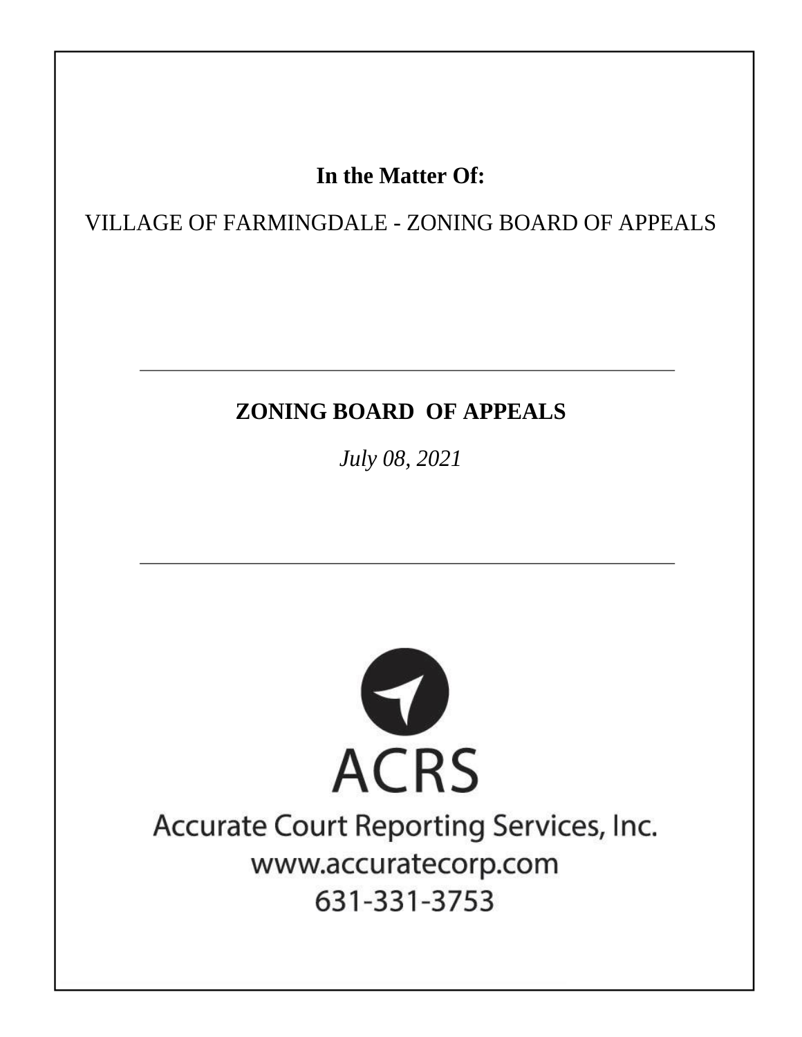**In the Matter Of:**

VILLAGE OF FARMINGDALE - ZONING BOARD OF APPEALS

---

## ZONING BOARD OF APPEALS

*July 08, 2021*

---

ACRS

Accurate Court Reporting Services, Inc.

www.accuratecorp.com

631-331-3753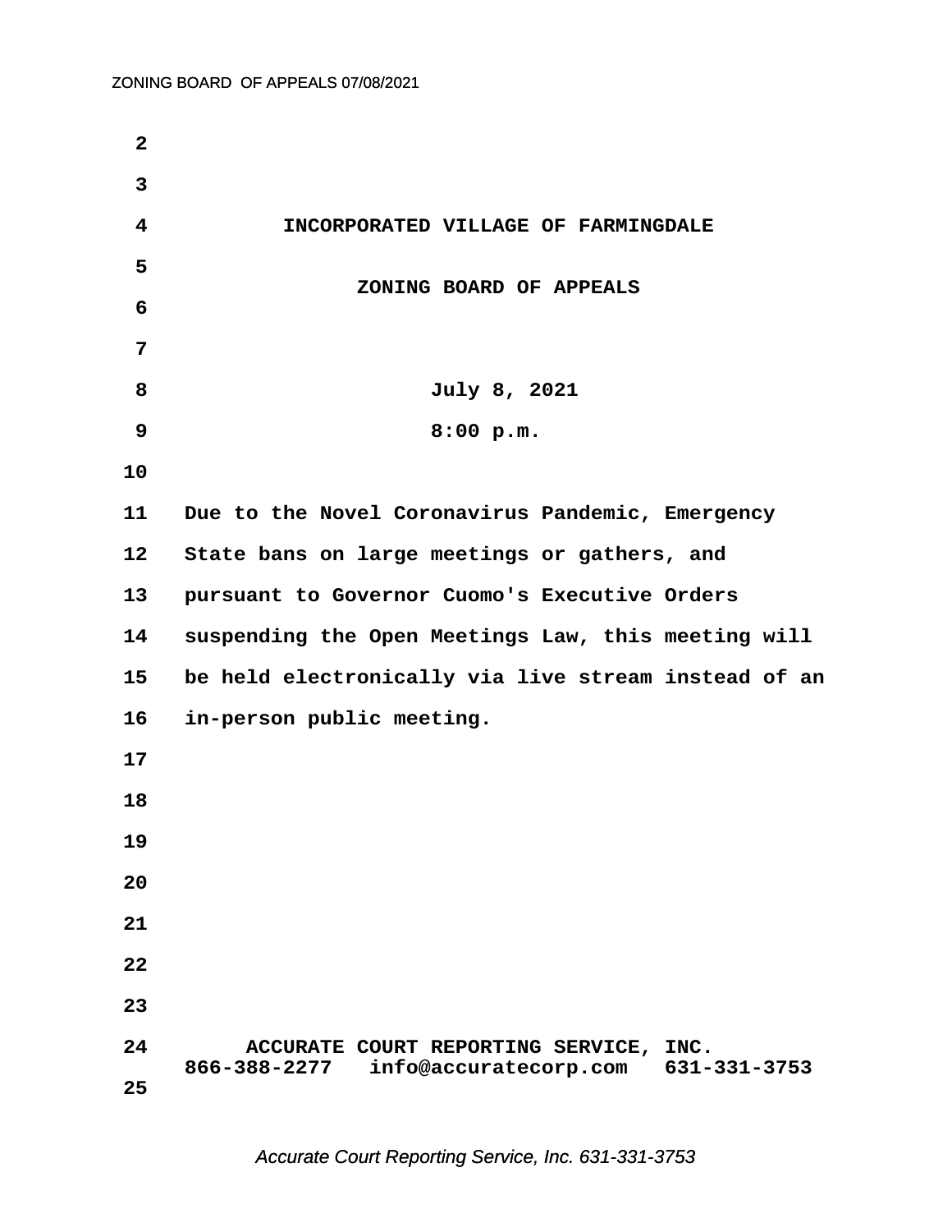**INCORPORATED VILLAGE OF FARMINGDALE**

**ZONING BOARD OF APPEALS**

**July 8, 2021**

**8:00 p.m.**

**Due to the Novel Coronavirus Pandemic, Emergency State bans on large meetings or gathers, and pursuant to Governor Cuomo's Executive Orders suspending the Open Meetings Law, this meeting will be held electronically via live stream instead of an in-person public meeting.**

**ACCURATE COURT REPORTING SERVICE, INC.**
**866-388-2277 info@accuratecorp.com 631-331-3753**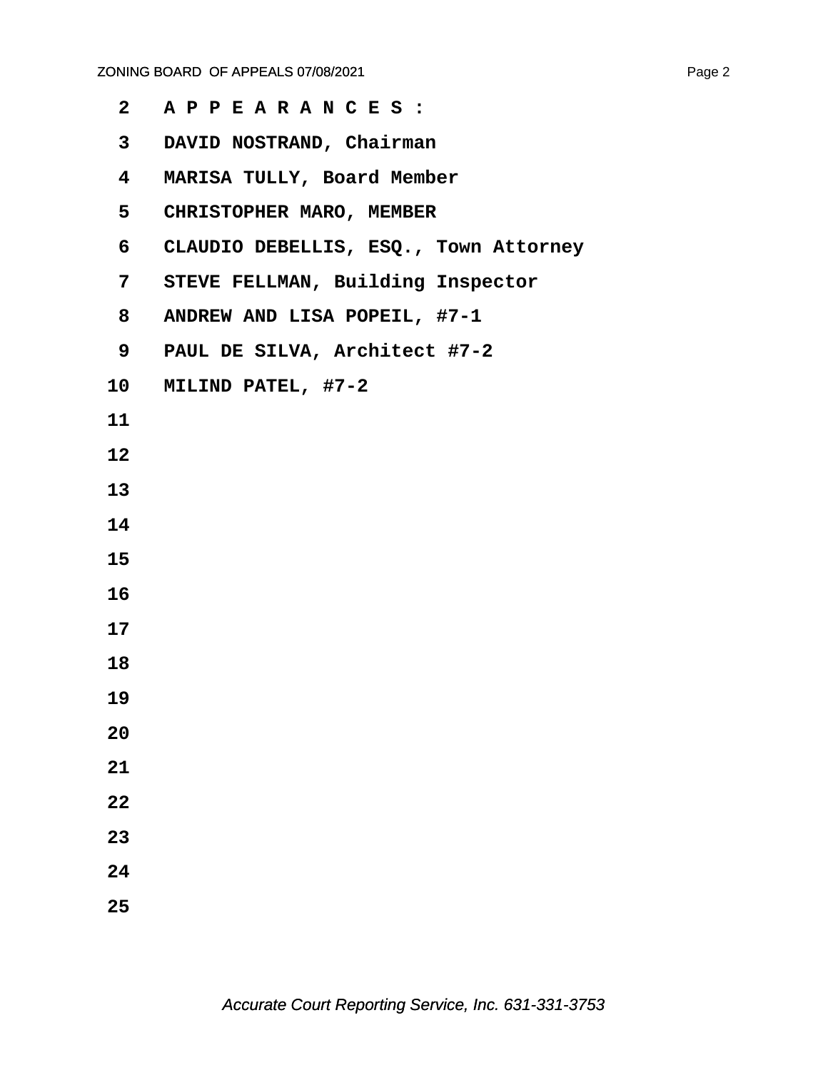A P P E A R A N C E S :

DAVID NOSTRAND, Chairman

MARISA TULLY, Board Member

CHRISTOPHER MARO, MEMBER

CLAUDIO DEBELLIS, ESQ., Town Attorney

STEVE FELLMAN, Building Inspector

ANDREW AND LISA POPEIL, #7-1

PAUL DE SILVA, Architect #7-2

MILIND PATEL, #7-2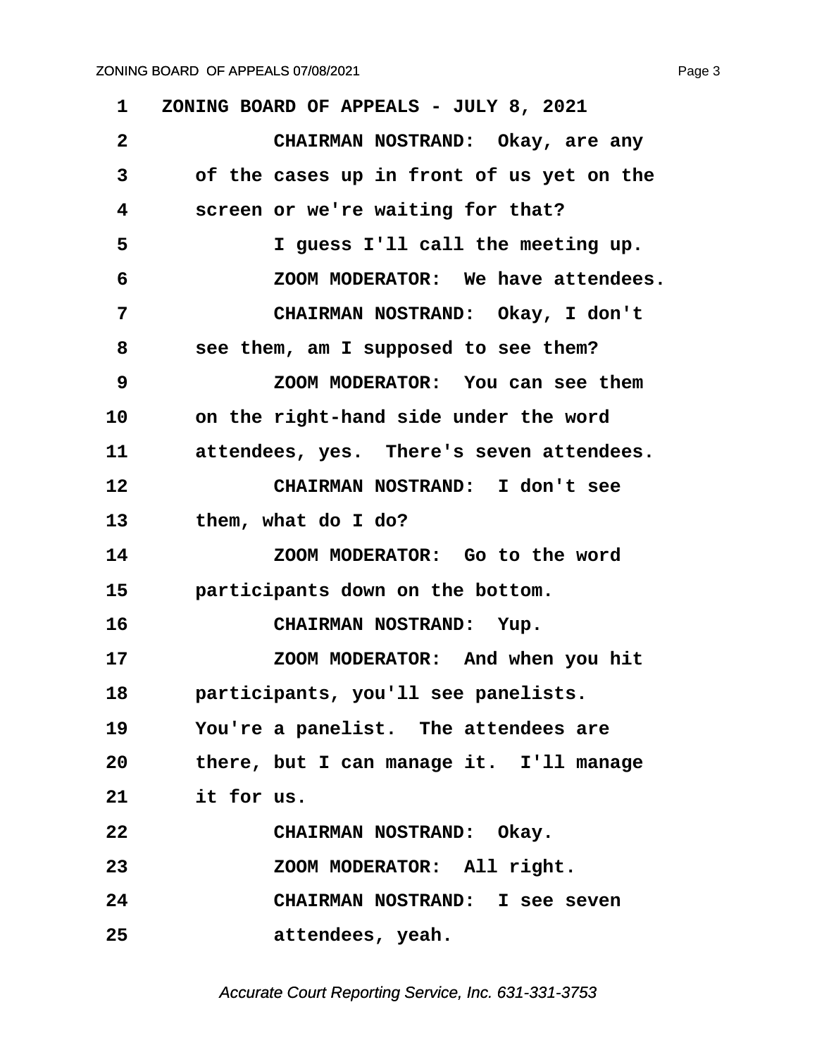1 ZONING BOARD OF APPEALS - JULY 8, 2021

2 CHAIRMAN NOSTRAND: Okay, are any

3 of the cases up in front of us yet on the

4 screen or we're waiting for that?

5 I guess I'll call the meeting up.

6 ZOOM MODERATOR: We have attendees.

7 CHAIRMAN NOSTRAND: Okay, I don't

8 see them, am I supposed to see them?

9 ZOOM MODERATOR: You can see them

10 on the right-hand side under the word

11 attendees, yes. There's seven attendees.

12 CHAIRMAN NOSTRAND: I don't see

13 them, what do I do?

14 ZOOM MODERATOR: Go to the word

15 participants down on the bottom.

16 CHAIRMAN NOSTRAND: Yup.

17 ZOOM MODERATOR: And when you hit

18 participants, you'll see panelists.

19 You're a panelist. The attendees are

20 there, but I can manage it. I'll manage

21 it for us.

22 CHAIRMAN NOSTRAND: Okay.

23 ZOOM MODERATOR: All right.

24 CHAIRMAN NOSTRAND: I see seven

25 attendees, yeah.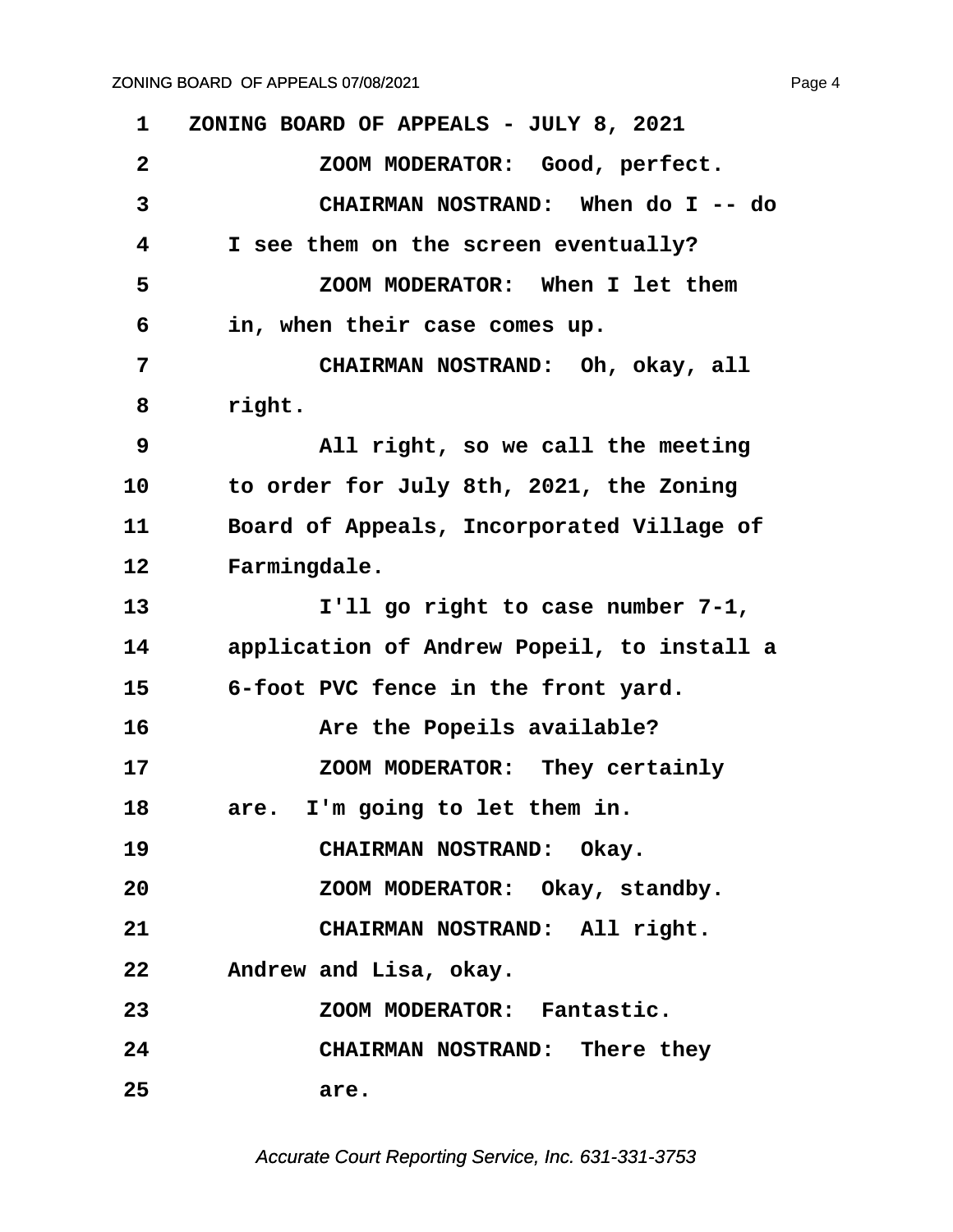1 ZONING BOARD OF APPEALS - JULY 8, 2021

2 ZOOM MODERATOR: Good, perfect.

3 CHAIRMAN NOSTRAND: When do I -- do

4 I see them on the screen eventually?

5 ZOOM MODERATOR: When I let them

6 in, when their case comes up.

7 CHAIRMAN NOSTRAND: Oh, okay, all

8 right.

9 All right, so we call the meeting

10 to order for July 8th, 2021, the Zoning

11 Board of Appeals, Incorporated Village of

12 Farmingdale.

13 I'll go right to case number 7-1,

14 application of Andrew Popeil, to install a

15 6-foot PVC fence in the front yard.

16 Are the Popeils available?

17 ZOOM MODERATOR: They certainly

18 are. I'm going to let them in.

19 CHAIRMAN NOSTRAND: Okay.

20 ZOOM MODERATOR: Okay, standby.

21 CHAIRMAN NOSTRAND: All right.

22 Andrew and Lisa, okay.

23 ZOOM MODERATOR: Fantastic.

24 CHAIRMAN NOSTRAND: There they

25 are.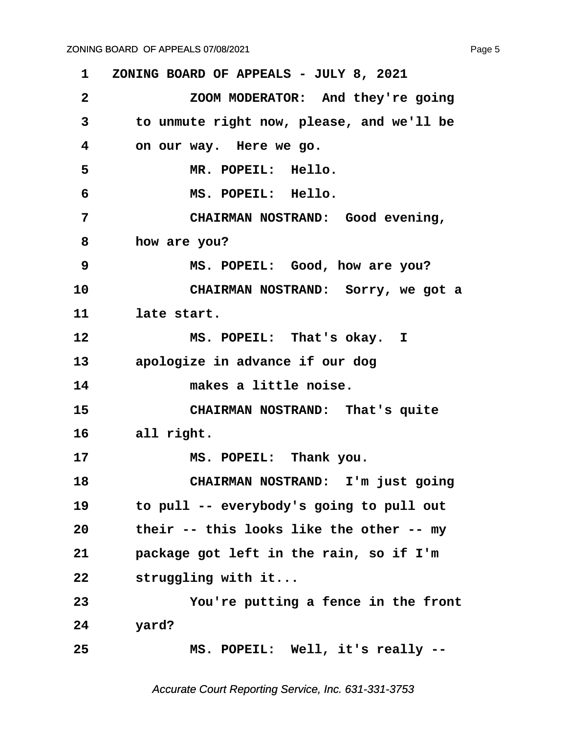ZONING BOARD OF APPEALS - JULY 8, 2021

ZOOM MODERATOR: And they're going to unmute right now, please, and we'll be on our way. Here we go.

MR. POPEIL: Hello.

MS. POPEIL: Hello.

CHAIRMAN NOSTRAND: Good evening, how are you?

MS. POPEIL: Good, how are you?

CHAIRMAN NOSTRAND: Sorry, we got a late start.

MS. POPEIL: That's okay. I apologize in advance if our dog makes a little noise.

CHAIRMAN NOSTRAND: That's quite all right.

MS. POPEIL: Thank you.

CHAIRMAN NOSTRAND: I'm just going to pull -- everybody's going to pull out their -- this looks like the other -- my package got left in the rain, so if I'm struggling with it...

You're putting a fence in the front yard?

MS. POPEIL: Well, it's really --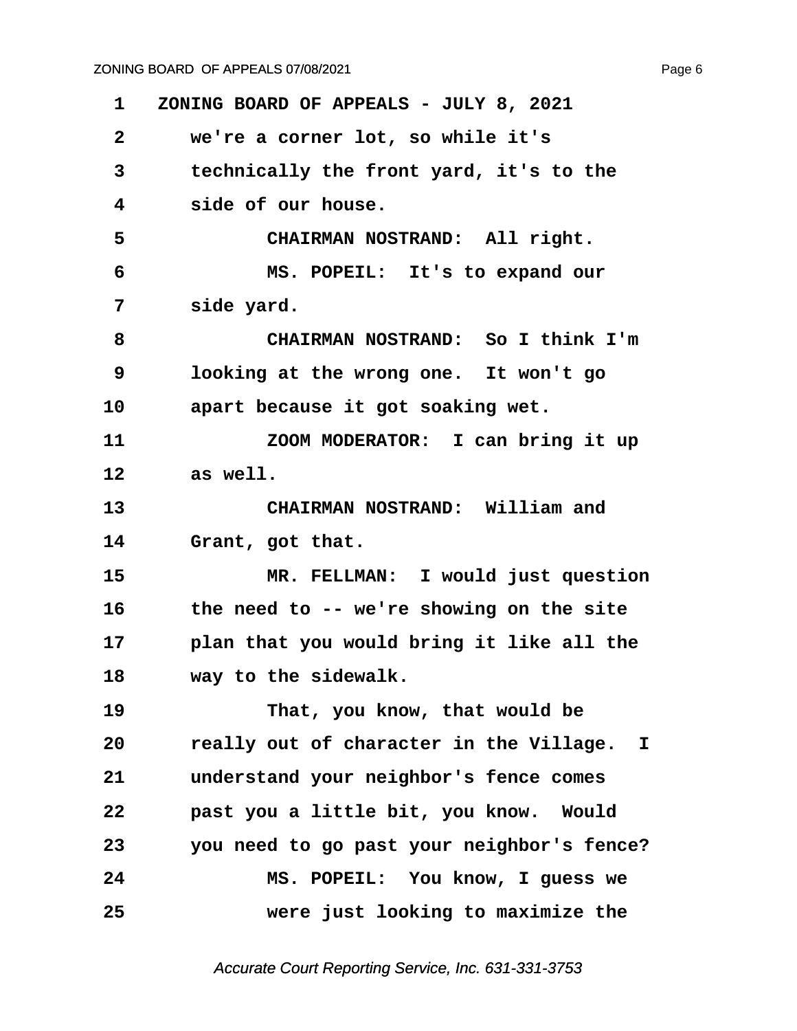ZONING BOARD OF APPEALS - JULY 8, 2021

we're a corner lot, so while it's technically the front yard, it's to the side of our house.

CHAIRMAN NOSTRAND: All right.

MS. POPEIL: It's to expand our side yard.

CHAIRMAN NOSTRAND: So I think I'm looking at the wrong one. It won't go apart because it got soaking wet.

ZOOM MODERATOR: I can bring it up as well.

CHAIRMAN NOSTRAND: William and Grant, got that.

MR. FELLMAN: I would just question the need to -- we're showing on the site plan that you would bring it like all the way to the sidewalk.

That, you know, that would be really out of character in the Village. I understand your neighbor's fence comes past you a little bit, you know. Would you need to go past your neighbor's fence?

MS. POPEIL: You know, I guess we were just looking to maximize the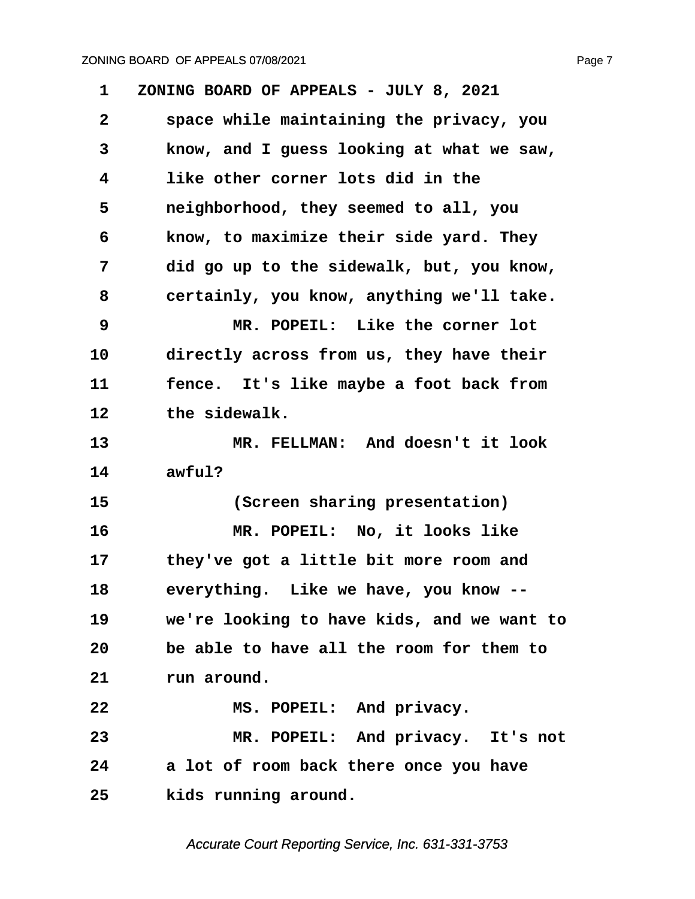ZONING BOARD OF APPEALS - JULY 8, 2021

space while maintaining the privacy, you know, and I guess looking at what we saw, like other corner lots did in the neighborhood, they seemed to all, you know, to maximize their side yard. They did go up to the sidewalk, but, you know, certainly, you know, anything we'll take.

MR. POPEIL: Like the corner lot directly across from us, they have their fence. It's like maybe a foot back from the sidewalk.

MR. FELLMAN: And doesn't it look awful?

(Screen sharing presentation)

MR. POPEIL: No, it looks like they've got a little bit more room and everything. Like we have, you know -- we're looking to have kids, and we want to be able to have all the room for them to run around.

MS. POPEIL: And privacy.

MR. POPEIL: And privacy. It's not a lot of room back there once you have kids running around.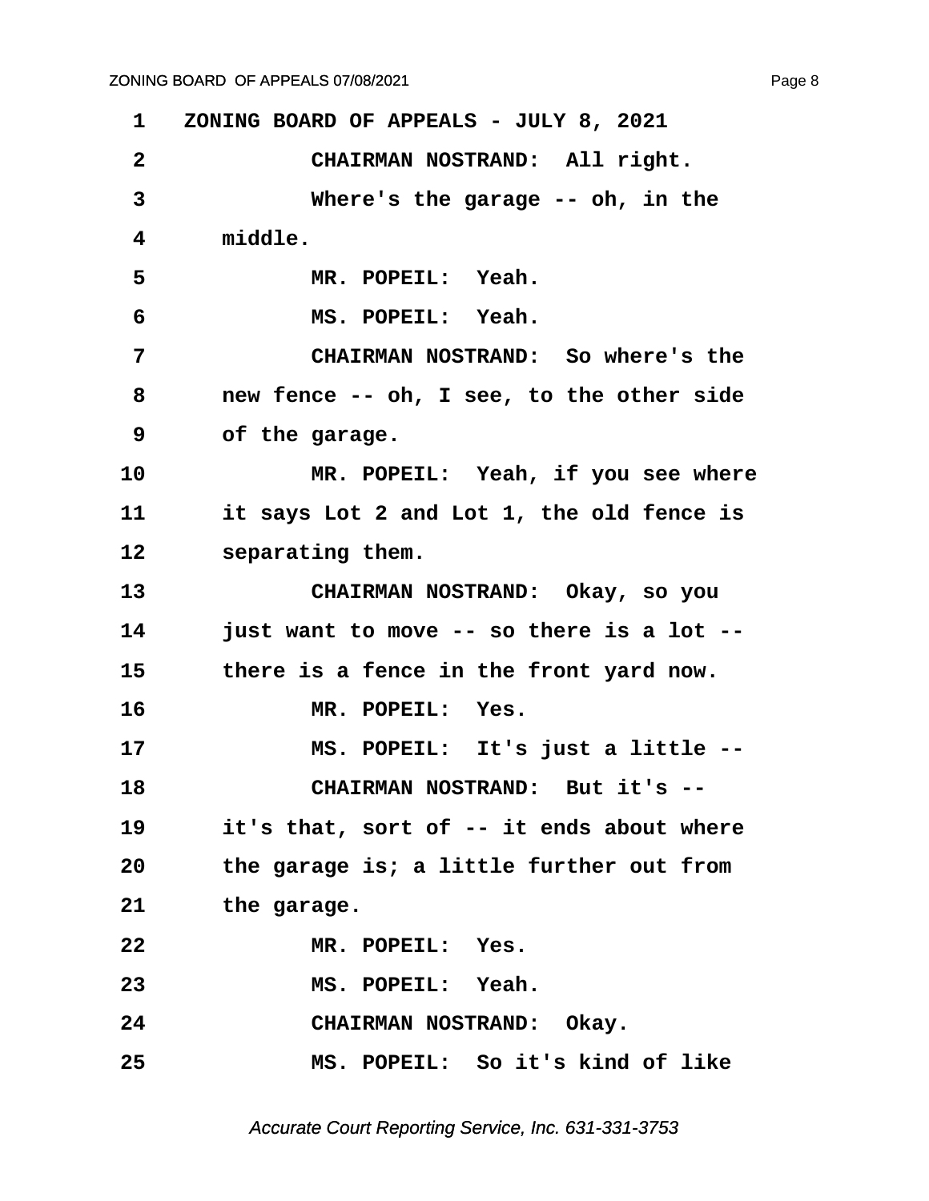ZONING BOARD OF APPEALS - JULY 8, 2021

CHAIRMAN NOSTRAND: All right.

Where's the garage -- oh, in the middle.

MR. POPEIL: Yeah.

MS. POPEIL: Yeah.

CHAIRMAN NOSTRAND: So where's the new fence -- oh, I see, to the other side of the garage.

MR. POPEIL: Yeah, if you see where it says Lot 2 and Lot 1, the old fence is separating them.

CHAIRMAN NOSTRAND: Okay, so you just want to move -- so there is a lot -- there is a fence in the front yard now.

MR. POPEIL: Yes.

MS. POPEIL: It's just a little --

CHAIRMAN NOSTRAND: But it's -- it's that, sort of -- it ends about where the garage is; a little further out from the garage.

MR. POPEIL: Yes.

MS. POPEIL: Yeah.

CHAIRMAN NOSTRAND: Okay.

MS. POPEIL: So it's kind of like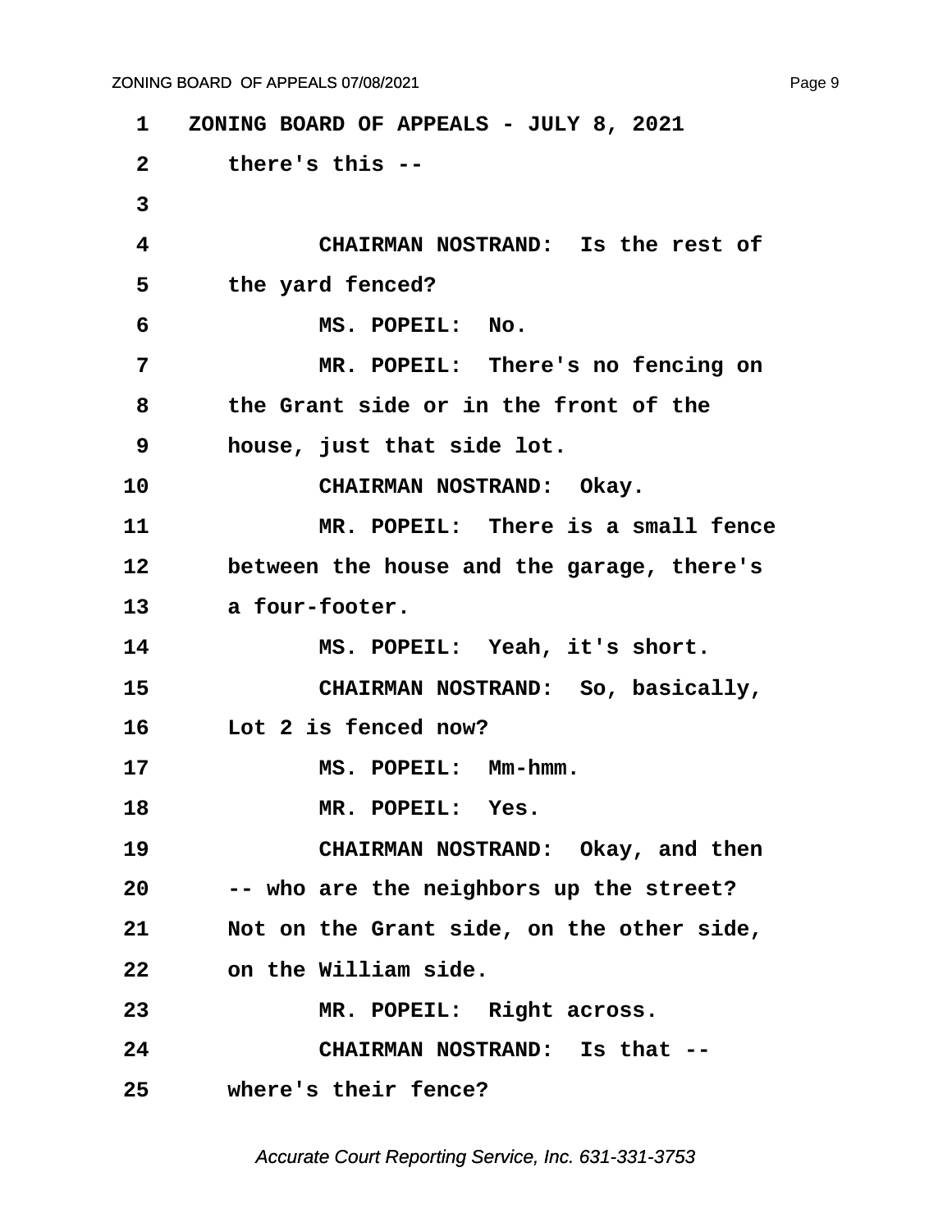ZONING BOARD OF APPEALS - JULY 8, 2021

there's this --

CHAIRMAN NOSTRAND: Is the rest of the yard fenced?

MS. POPEIL: No.

MR. POPEIL: There's no fencing on the Grant side or in the front of the house, just that side lot.

CHAIRMAN NOSTRAND: Okay.

MR. POPEIL: There is a small fence between the house and the garage, there's a four-footer.

MS. POPEIL: Yeah, it's short.

CHAIRMAN NOSTRAND: So, basically, Lot 2 is fenced now?

MS. POPEIL: Mm-hmm.

MR. POPEIL: Yes.

CHAIRMAN NOSTRAND: Okay, and then -- who are the neighbors up the street? Not on the Grant side, on the other side, on the William side.

MR. POPEIL: Right across.

CHAIRMAN NOSTRAND: Is that -- where's their fence?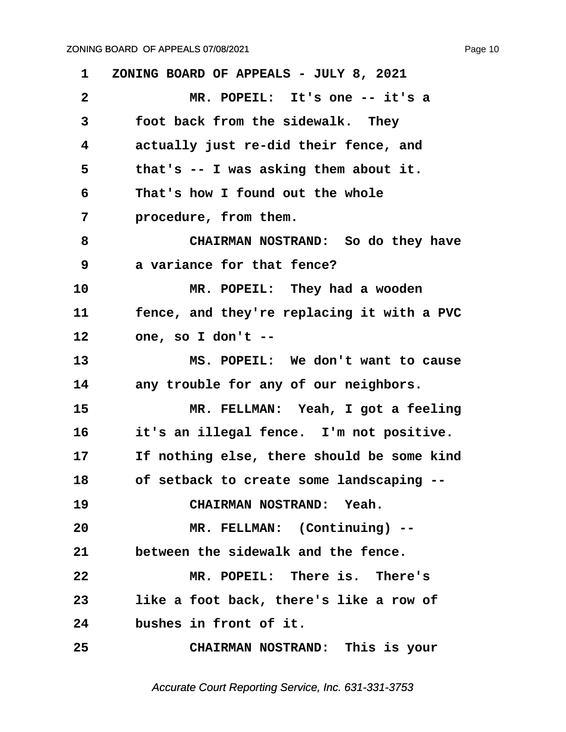1 ZONING BOARD OF APPEALS - JULY 8, 2021

2 MR. POPEIL: It's one -- it's a

3 foot back from the sidewalk. They

4 actually just re-did their fence, and

5 that's -- I was asking them about it.

6 That's how I found out the whole

7 procedure, from them.

8 CHAIRMAN NOSTRAND: So do they have

9 a variance for that fence?

10 MR. POPEIL: They had a wooden

11 fence, and they're replacing it with a PVC

12 one, so I don't --

13 MS. POPEIL: We don't want to cause

14 any trouble for any of our neighbors.

15 MR. FELLMAN: Yeah, I got a feeling

16 it's an illegal fence. I'm not positive.

17 If nothing else, there should be some kind

18 of setback to create some landscaping --

19 CHAIRMAN NOSTRAND: Yeah.

20 MR. FELLMAN: (Continuing) --

21 between the sidewalk and the fence.

22 MR. POPEIL: There is. There's

23 like a foot back, there's like a row of

24 bushes in front of it.

25 CHAIRMAN NOSTRAND: This is your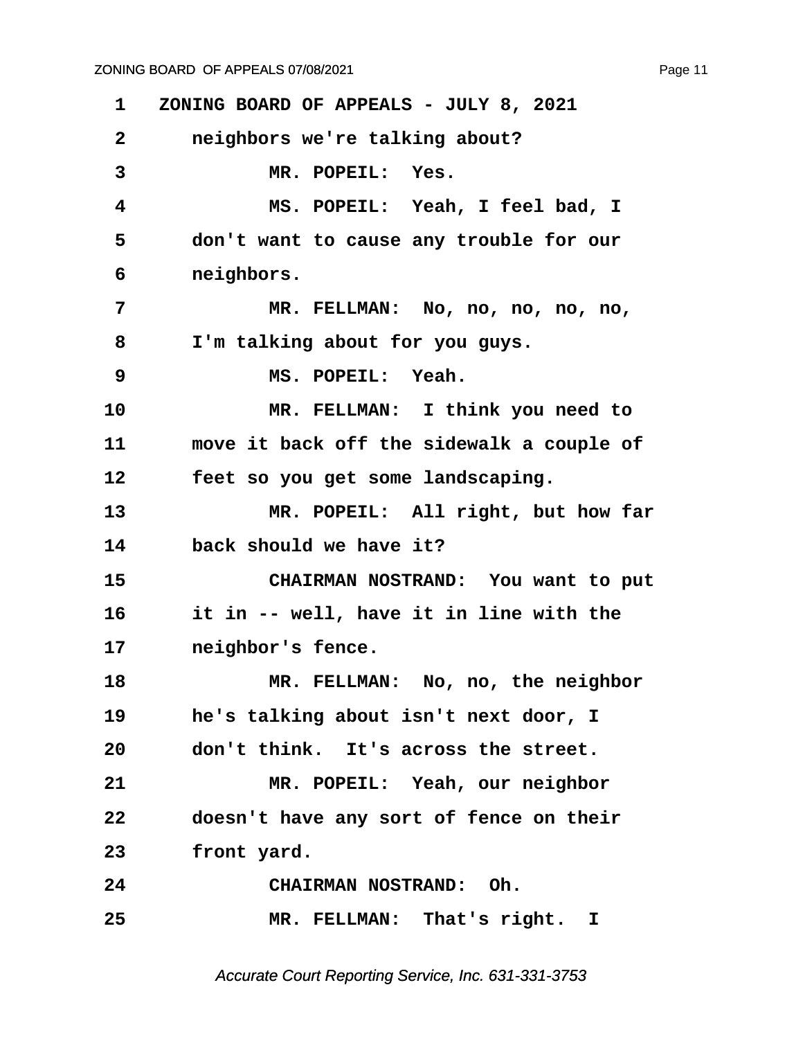ZONING BOARD OF APPEALS - JULY 8, 2021

neighbors we're talking about?

MR. POPEIL: Yes.

MS. POPEIL: Yeah, I feel bad, I don't want to cause any trouble for our neighbors.

MR. FELLMAN: No, no, no, no, no, I'm talking about for you guys.

MS. POPEIL: Yeah.

MR. FELLMAN: I think you need to move it back off the sidewalk a couple of feet so you get some landscaping.

MR. POPEIL: All right, but how far back should we have it?

CHAIRMAN NOSTRAND: You want to put it in -- well, have it in line with the neighbor's fence.

MR. FELLMAN: No, no, the neighbor he's talking about isn't next door, I don't think. It's across the street.

MR. POPEIL: Yeah, our neighbor doesn't have any sort of fence on their front yard.

CHAIRMAN NOSTRAND: Oh.

MR. FELLMAN: That's right. I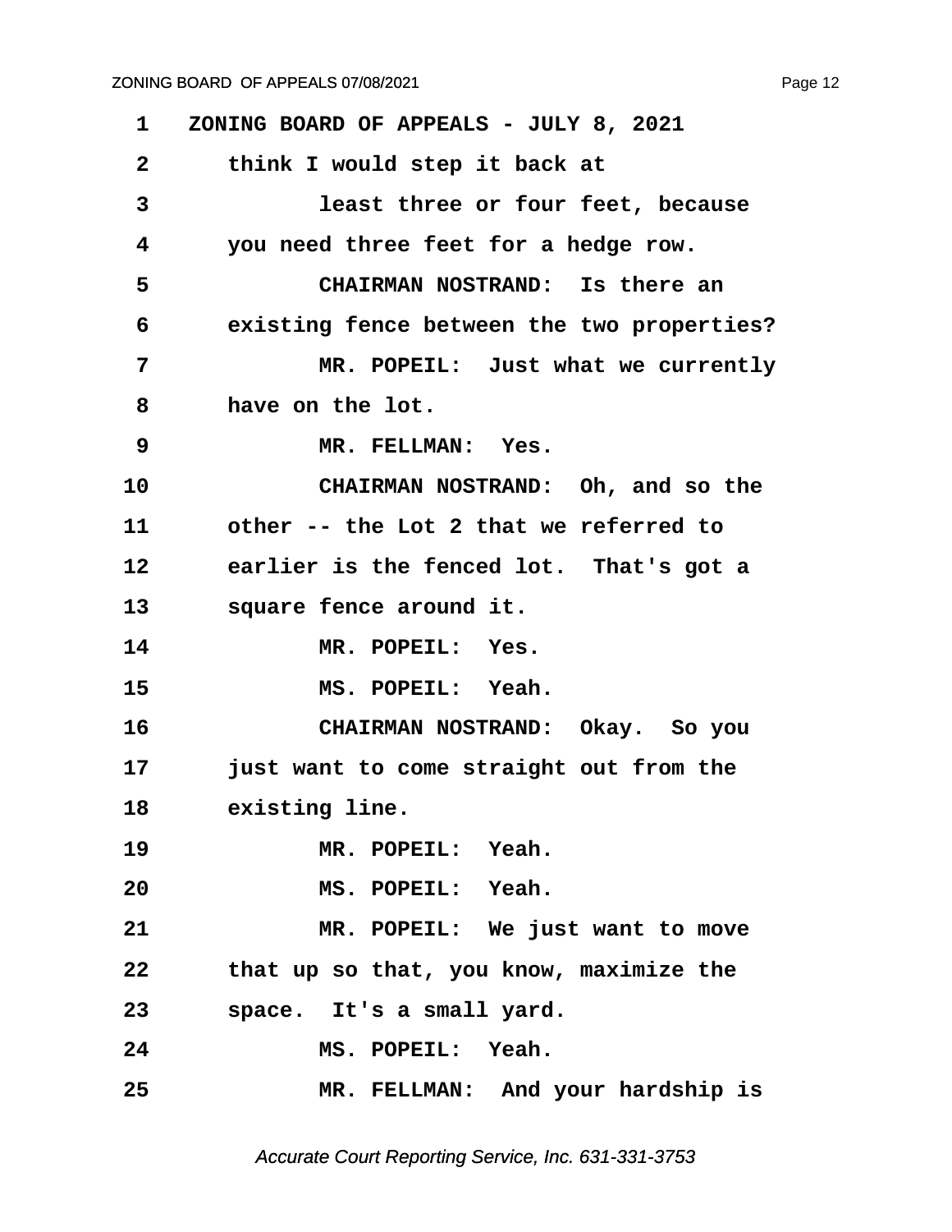ZONING BOARD OF APPEALS - JULY 8, 2021

think I would step it back at least three or four feet, because you need three feet for a hedge row.

CHAIRMAN NOSTRAND: Is there an existing fence between the two properties?

MR. POPEIL: Just what we currently have on the lot.

MR. FELLMAN: Yes.

CHAIRMAN NOSTRAND: Oh, and so the other -- the Lot 2 that we referred to earlier is the fenced lot. That's got a square fence around it.

MR. POPEIL: Yes.

MS. POPEIL: Yeah.

CHAIRMAN NOSTRAND: Okay. So you just want to come straight out from the existing line.

MR. POPEIL: Yeah.

MS. POPEIL: Yeah.

MR. POPEIL: We just want to move that up so that, you know, maximize the space. It's a small yard.

MS. POPEIL: Yeah.

MR. FELLMAN: And your hardship is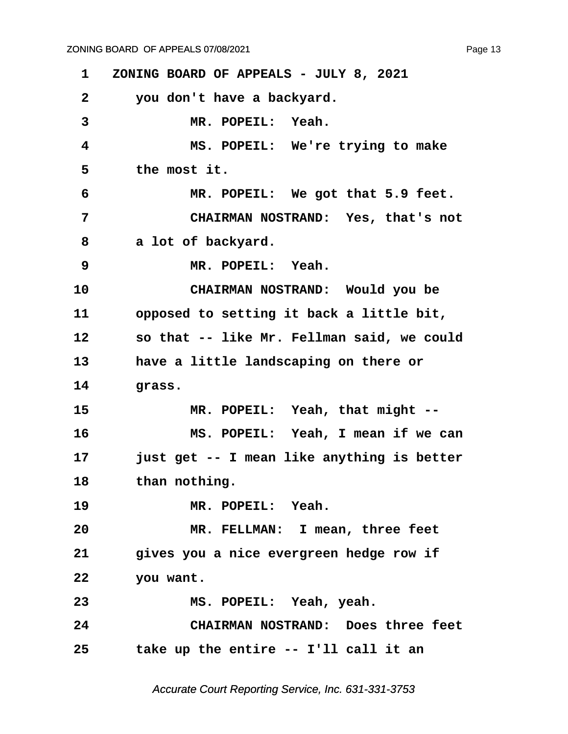1 ZONING BOARD OF APPEALS - JULY 8, 2021

2 you don't have a backyard.

3 MR. POPEIL: Yeah.

4 MS. POPEIL: We're trying to make

5 the most it.

6 MR. POPEIL: We got that 5.9 feet.

7 CHAIRMAN NOSTRAND: Yes, that's not

8 a lot of backyard.

9 MR. POPEIL: Yeah.

10 CHAIRMAN NOSTRAND: Would you be

11 opposed to setting it back a little bit,

12 so that -- like Mr. Fellman said, we could

13 have a little landscaping on there or

14 grass.

15 MR. POPEIL: Yeah, that might --

16 MS. POPEIL: Yeah, I mean if we can

17 just get -- I mean like anything is better

18 than nothing.

19 MR. POPEIL: Yeah.

20 MR. FELLMAN: I mean, three feet

21 gives you a nice evergreen hedge row if

22 you want.

23 MS. POPEIL: Yeah, yeah.

24 CHAIRMAN NOSTRAND: Does three feet

25 take up the entire -- I'll call it an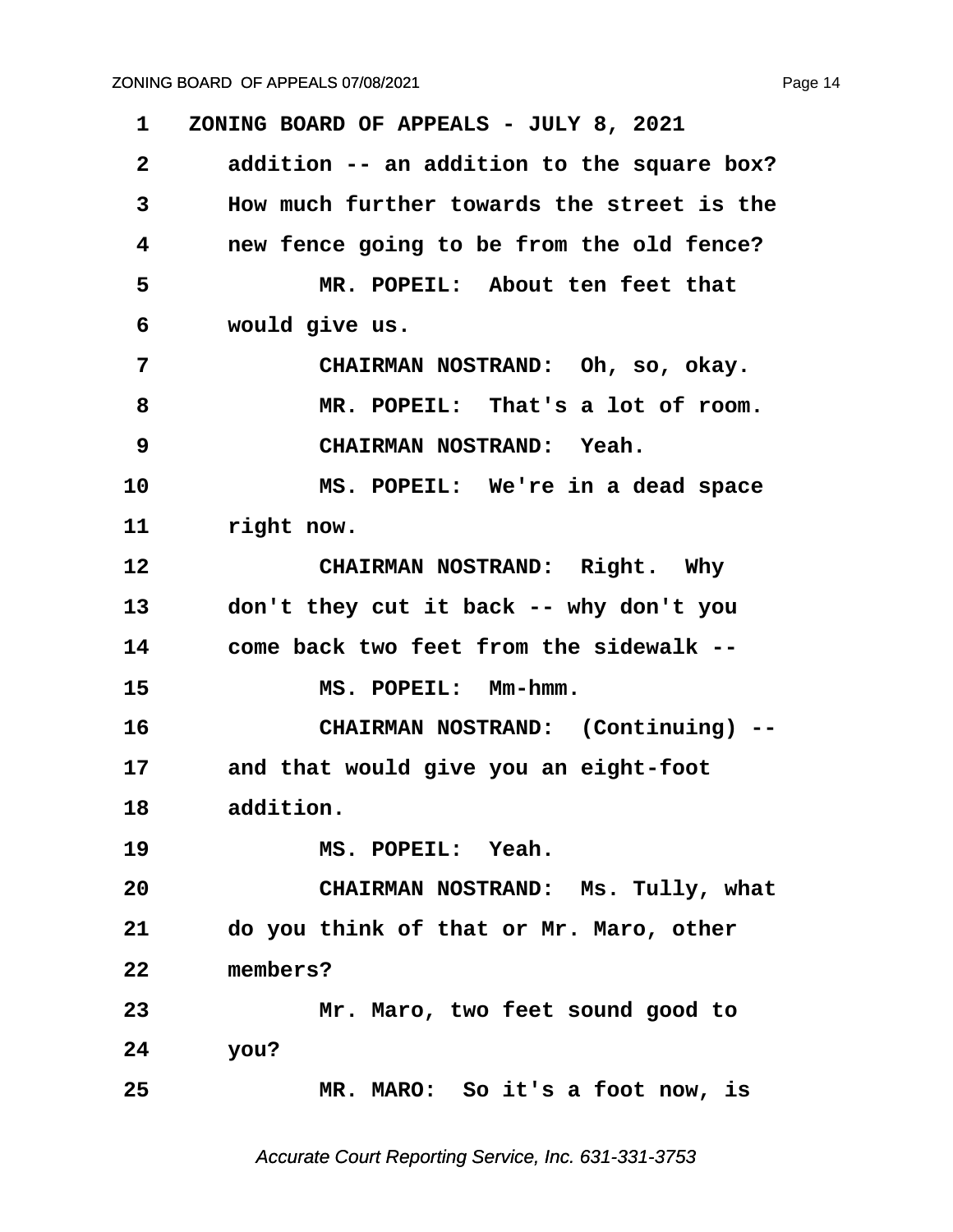ZONING BOARD OF APPEALS - JULY 8, 2021

addition -- an addition to the square box? How much further towards the street is the new fence going to be from the old fence?

MR. POPEIL: About ten feet that would give us.

CHAIRMAN NOSTRAND: Oh, so, okay.

MR. POPEIL: That's a lot of room.

CHAIRMAN NOSTRAND: Yeah.

MS. POPEIL: We're in a dead space right now.

CHAIRMAN NOSTRAND: Right. Why don't they cut it back -- why don't you come back two feet from the sidewalk --

MS. POPEIL: Mm-hmm.

CHAIRMAN NOSTRAND: (Continuing) -- and that would give you an eight-foot addition.

MS. POPEIL: Yeah.

CHAIRMAN NOSTRAND: Ms. Tully, what do you think of that or Mr. Maro, other members?

Mr. Maro, two feet sound good to you?

MR. MARO: So it's a foot now, is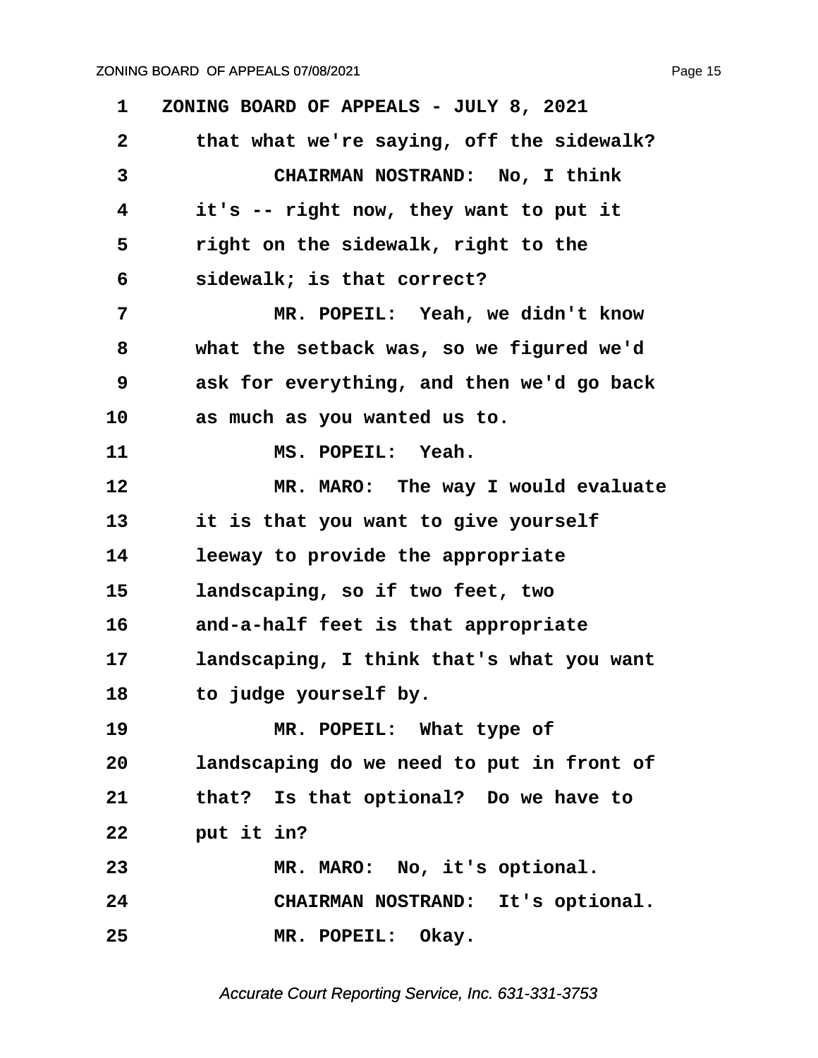ZONING BOARD OF APPEALS - JULY 8, 2021

that what we're saying, off the sidewalk?

CHAIRMAN NOSTRAND: No, I think it's -- right now, they want to put it right on the sidewalk, right to the sidewalk; is that correct?

MR. POPEIL: Yeah, we didn't know what the setback was, so we figured we'd ask for everything, and then we'd go back as much as you wanted us to.

MS. POPEIL: Yeah.

MR. MARO: The way I would evaluate it is that you want to give yourself leeway to provide the appropriate landscaping, so if two feet, two and-a-half feet is that appropriate landscaping, I think that's what you want to judge yourself by.

MR. POPEIL: What type of landscaping do we need to put in front of that? Is that optional? Do we have to put it in?

MR. MARO: No, it's optional.

CHAIRMAN NOSTRAND: It's optional.

MR. POPEIL: Okay.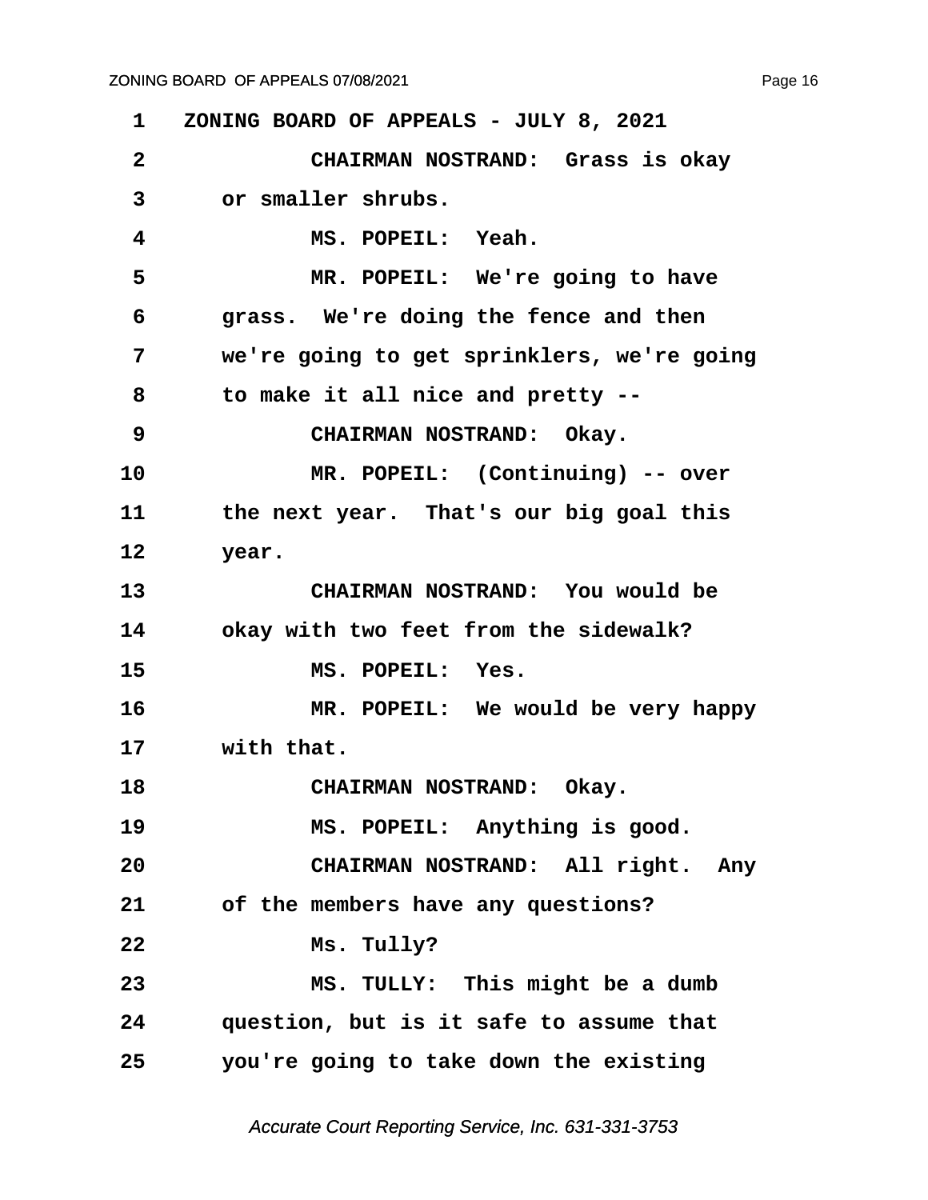1 ZONING BOARD OF APPEALS - JULY 8, 2021

2 CHAIRMAN NOSTRAND: Grass is okay

3 or smaller shrubs.

4 MS. POPEIL: Yeah.

5 MR. POPEIL: We're going to have

6 grass. We're doing the fence and then

7 we're going to get sprinklers, we're going

8 to make it all nice and pretty --

9 CHAIRMAN NOSTRAND: Okay.

10 MR. POPEIL: (Continuing) -- over

11 the next year. That's our big goal this

12 year.

13 CHAIRMAN NOSTRAND: You would be

14 okay with two feet from the sidewalk?

15 MS. POPEIL: Yes.

16 MR. POPEIL: We would be very happy

17 with that.

18 CHAIRMAN NOSTRAND: Okay.

19 MS. POPEIL: Anything is good.

20 CHAIRMAN NOSTRAND: All right. Any

21 of the members have any questions?

22 Ms. Tully?

23 MS. TULLY: This might be a dumb

24 question, but is it safe to assume that

25 you're going to take down the existing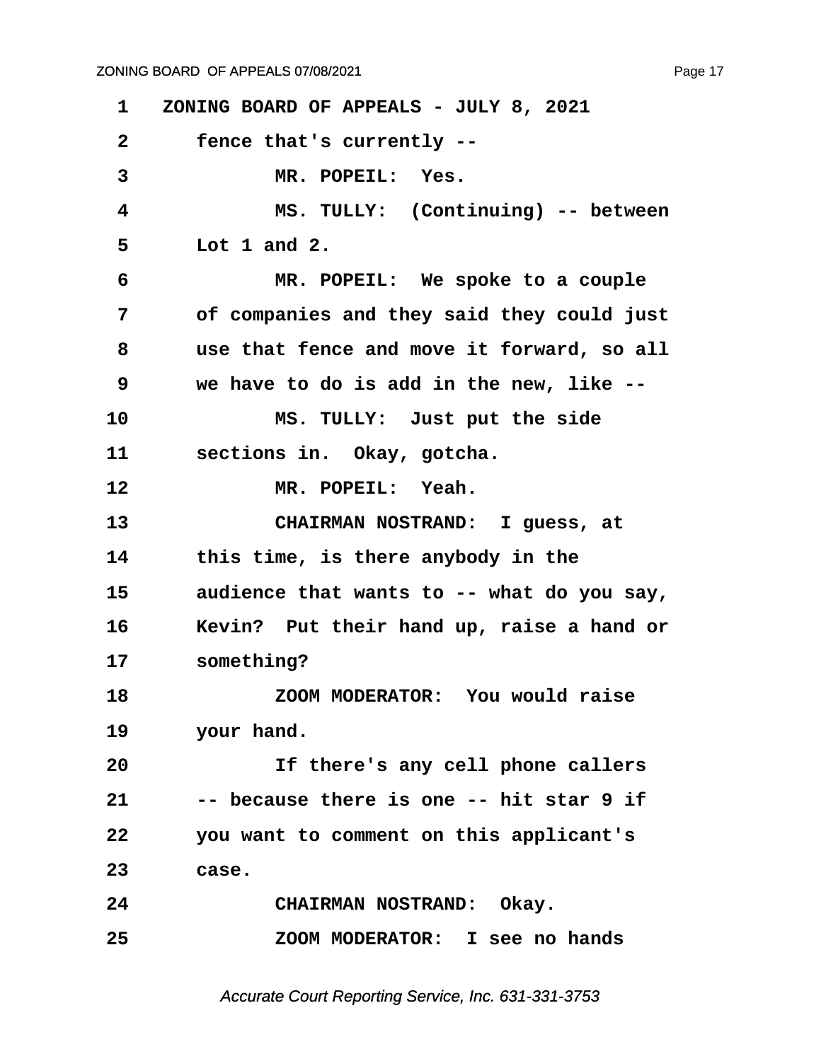1 ZONING BOARD OF APPEALS - JULY 8, 2021

2 fence that's currently --

3 MR. POPEIL: Yes.

4 MS. TULLY: (Continuing) -- between

5 Lot 1 and 2.

6 MR. POPEIL: We spoke to a couple

7 of companies and they said they could just

8 use that fence and move it forward, so all

9 we have to do is add in the new, like --

10 MS. TULLY: Just put the side

11 sections in. Okay, gotcha.

12 MR. POPEIL: Yeah.

13 CHAIRMAN NOSTRAND: I guess, at

14 this time, is there anybody in the

15 audience that wants to -- what do you say,

16 Kevin? Put their hand up, raise a hand or

17 something?

18 ZOOM MODERATOR: You would raise

19 your hand.

20 If there's any cell phone callers

21 -- because there is one -- hit star 9 if

22 you want to comment on this applicant's

23 case.

24 CHAIRMAN NOSTRAND: Okay.

25 ZOOM MODERATOR: I see no hands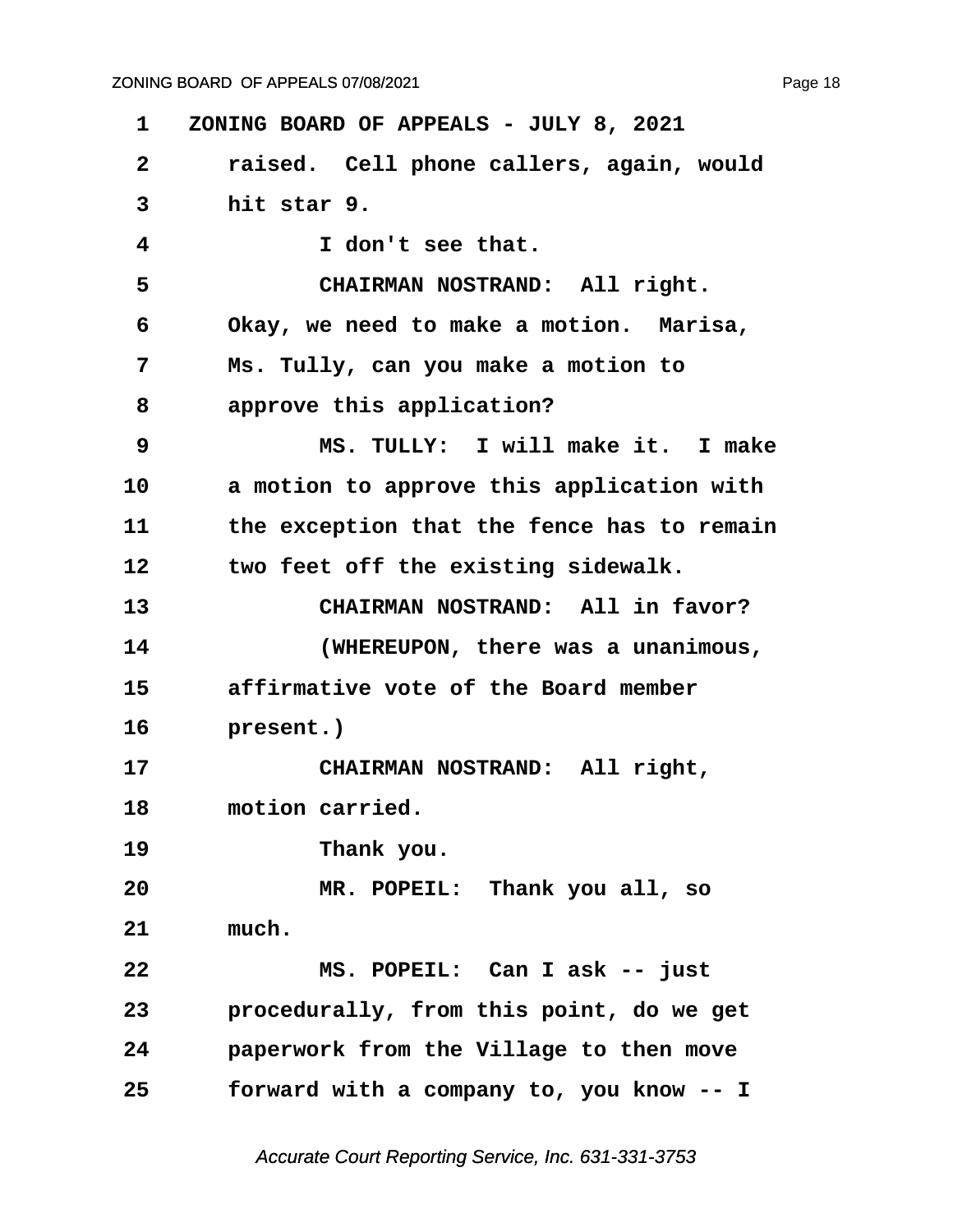1 ZONING BOARD OF APPEALS - JULY 8, 2021

2 raised. Cell phone callers, again, would

3 hit star 9.

4 I don't see that.

5 CHAIRMAN NOSTRAND: All right.

6 Okay, we need to make a motion. Marisa,

7 Ms. Tully, can you make a motion to

8 approve this application?

9 MS. TULLY: I will make it. I make

10 a motion to approve this application with

11 the exception that the fence has to remain

12 two feet off the existing sidewalk.

13 CHAIRMAN NOSTRAND: All in favor?

14 (WHEREUPON, there was a unanimous,

15 affirmative vote of the Board member

16 present.)

17 CHAIRMAN NOSTRAND: All right,

18 motion carried.

19 Thank you.

20 MR. POPEIL: Thank you all, so

21 much.

22 MS. POPEIL: Can I ask -- just

23 procedurally, from this point, do we get

24 paperwork from the Village to then move

25 forward with a company to, you know -- I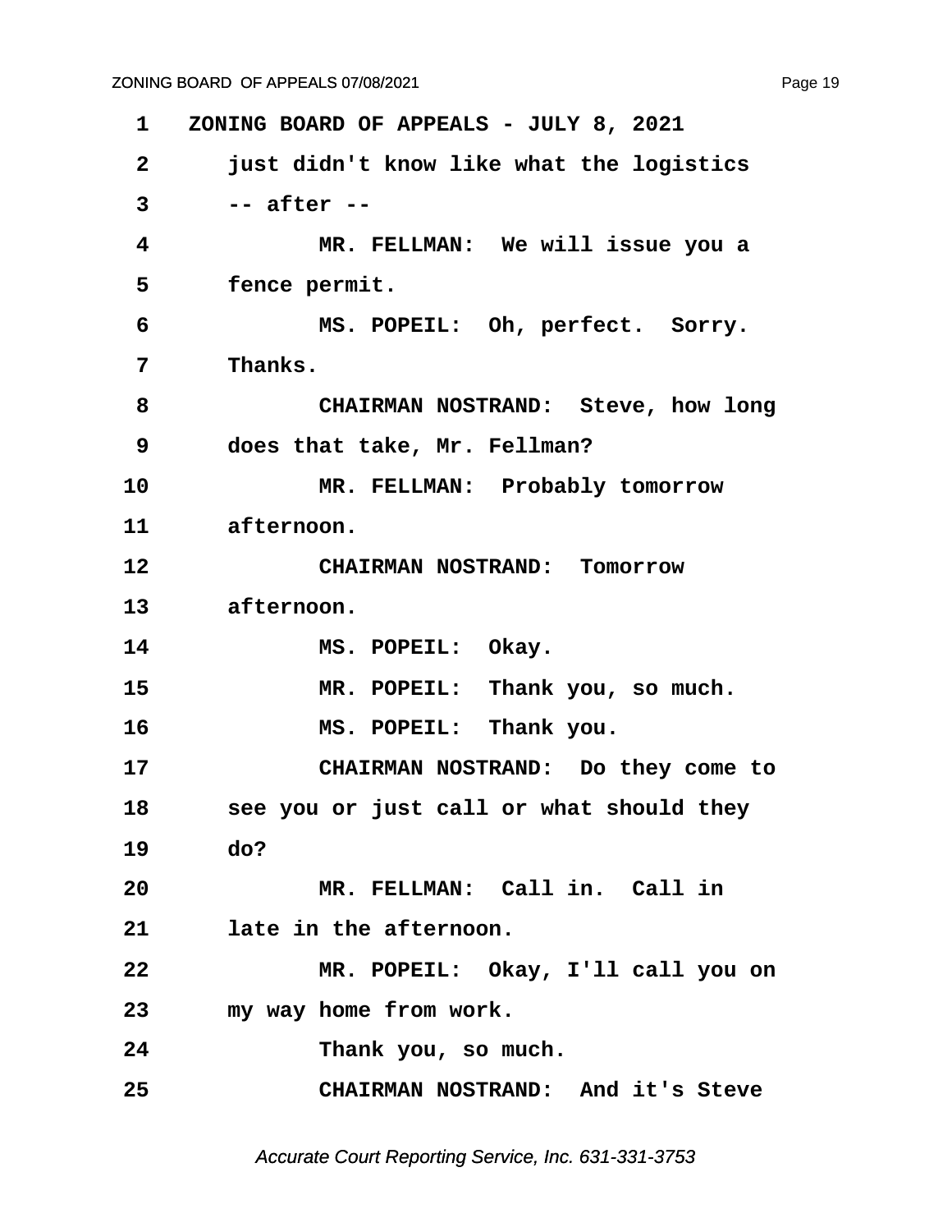1 ZONING BOARD OF APPEALS - JULY 8, 2021

2 just didn't know like what the logistics

3 -- after --

4 MR. FELLMAN: We will issue you a

5 fence permit.

6 MS. POPEIL: Oh, perfect. Sorry.

7 Thanks.

8 CHAIRMAN NOSTRAND: Steve, how long

9 does that take, Mr. Fellman?

10 MR. FELLMAN: Probably tomorrow

11 afternoon.

12 CHAIRMAN NOSTRAND: Tomorrow

13 afternoon.

14 MS. POPEIL: Okay.

15 MR. POPEIL: Thank you, so much.

16 MS. POPEIL: Thank you.

17 CHAIRMAN NOSTRAND: Do they come to

18 see you or just call or what should they

19 do?

20 MR. FELLMAN: Call in. Call in

21 late in the afternoon.

22 MR. POPEIL: Okay, I'll call you on

23 my way home from work.

24 Thank you, so much.

25 CHAIRMAN NOSTRAND: And it's Steve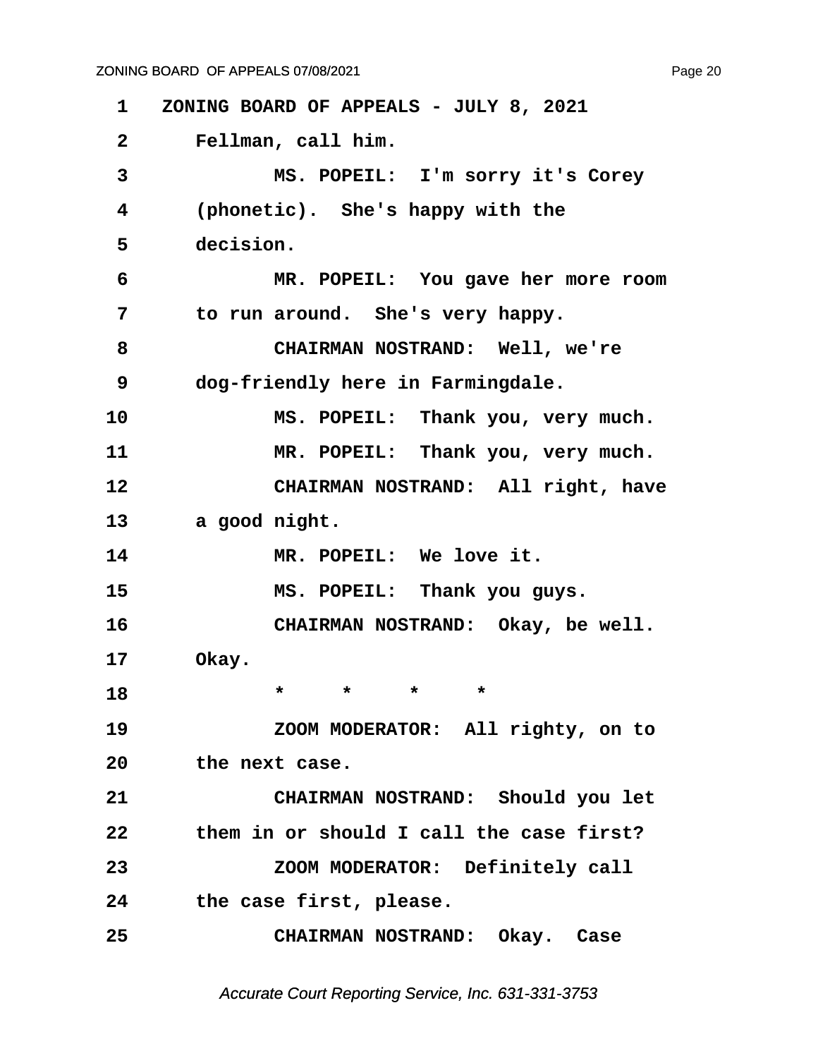ZONING BOARD OF APPEALS - JULY 8, 2021

Fellman, call him.

MS. POPEIL: I'm sorry it's Corey (phonetic). She's happy with the decision.

MR. POPEIL: You gave her more room to run around. She's very happy.

CHAIRMAN NOSTRAND: Well, we're dog-friendly here in Farmingdale.

MS. POPEIL: Thank you, very much.

MR. POPEIL: Thank you, very much.

CHAIRMAN NOSTRAND: All right, have a good night.

MR. POPEIL: We love it.

MS. POPEIL: Thank you guys.

CHAIRMAN NOSTRAND: Okay, be well. Okay.

\* \* \* \*

ZOOM MODERATOR: All righty, on to the next case.

CHAIRMAN NOSTRAND: Should you let them in or should I call the case first?

ZOOM MODERATOR: Definitely call the case first, please.

CHAIRMAN NOSTRAND: Okay. Case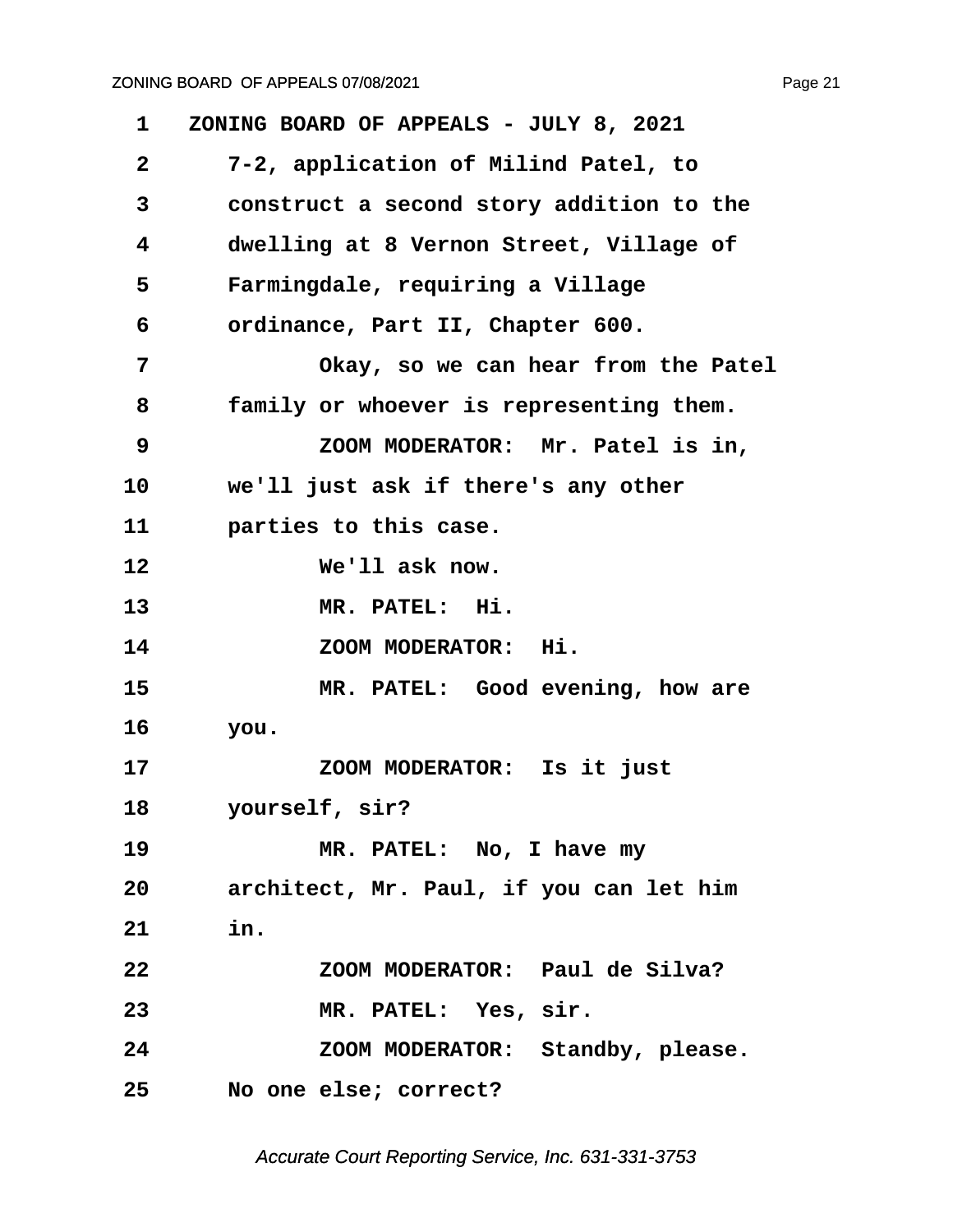1 ZONING BOARD OF APPEALS - JULY 8, 2021

2 7-2, application of Milind Patel, to

3 construct a second story addition to the

4 dwelling at 8 Vernon Street, Village of

5 Farmingdale, requiring a Village

6 ordinance, Part II, Chapter 600.

7 Okay, so we can hear from the Patel

8 family or whoever is representing them.

9 ZOOM MODERATOR: Mr. Patel is in,

10 we'll just ask if there's any other

11 parties to this case.

12 We'll ask now.

13 MR. PATEL: Hi.

14 ZOOM MODERATOR: Hi.

15 MR. PATEL: Good evening, how are

16 you.

17 ZOOM MODERATOR: Is it just

18 yourself, sir?

19 MR. PATEL: No, I have my

20 architect, Mr. Paul, if you can let him

21 in.

22 ZOOM MODERATOR: Paul de Silva?

23 MR. PATEL: Yes, sir.

24 ZOOM MODERATOR: Standby, please.

25 No one else; correct?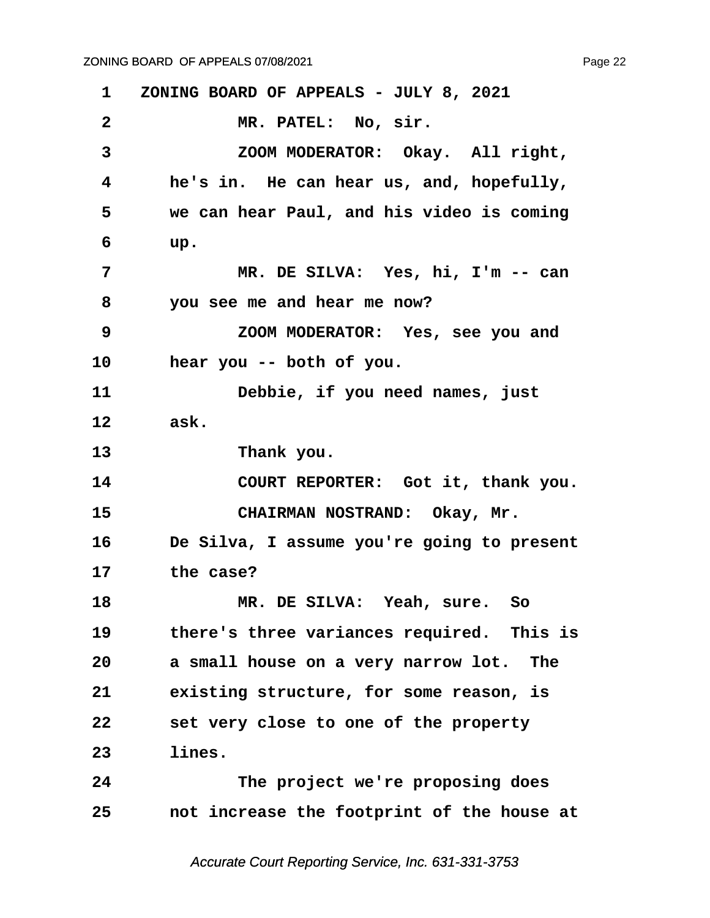ZONING BOARD OF APPEALS - JULY 8, 2021

MR. PATEL: No, sir.

ZOOM MODERATOR: Okay. All right, he's in. He can hear us, and, hopefully, we can hear Paul, and his video is coming up.

MR. DE SILVA: Yes, hi, I'm -- can you see me and hear me now?

ZOOM MODERATOR: Yes, see you and hear you -- both of you.

Debbie, if you need names, just ask.

Thank you.

COURT REPORTER: Got it, thank you.

CHAIRMAN NOSTRAND: Okay, Mr. De Silva, I assume you're going to present the case?

MR. DE SILVA: Yeah, sure. So there's three variances required. This is a small house on a very narrow lot. The existing structure, for some reason, is set very close to one of the property lines.

The project we're proposing does not increase the footprint of the house at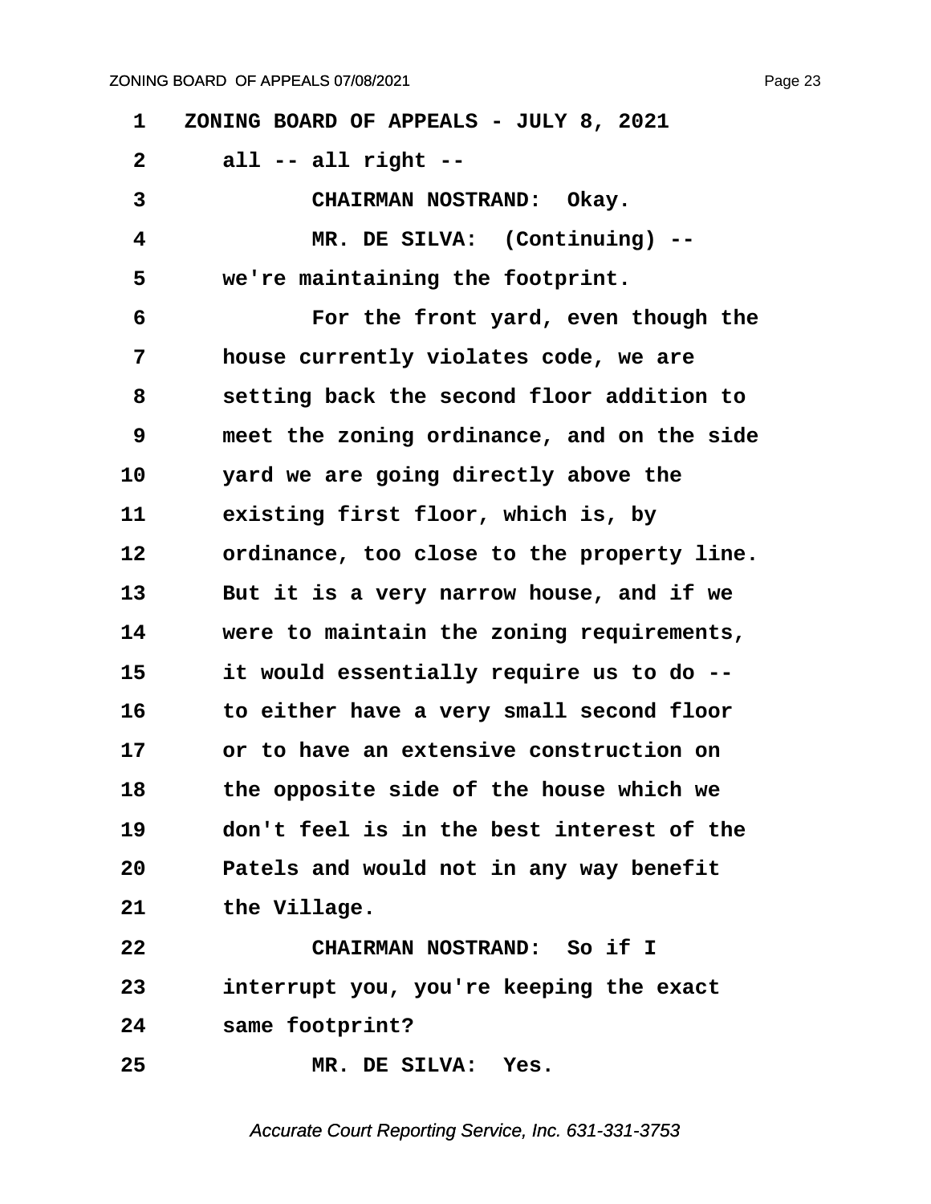1 ZONING BOARD OF APPEALS - JULY 8, 2021

2 all -- all right --

3 CHAIRMAN NOSTRAND: Okay.

4 MR. DE SILVA: (Continuing) --

5 we're maintaining the footprint.

6 For the front yard, even though the

7 house currently violates code, we are

8 setting back the second floor addition to

9 meet the zoning ordinance, and on the side

10 yard we are going directly above the

11 existing first floor, which is, by

12 ordinance, too close to the property line.

13 But it is a very narrow house, and if we

14 were to maintain the zoning requirements,

15 it would essentially require us to do --

16 to either have a very small second floor

17 or to have an extensive construction on

18 the opposite side of the house which we

19 don't feel is in the best interest of the

20 Patels and would not in any way benefit

21 the Village.

22 CHAIRMAN NOSTRAND: So if I

23 interrupt you, you're keeping the exact

24 same footprint?

25 MR. DE SILVA: Yes.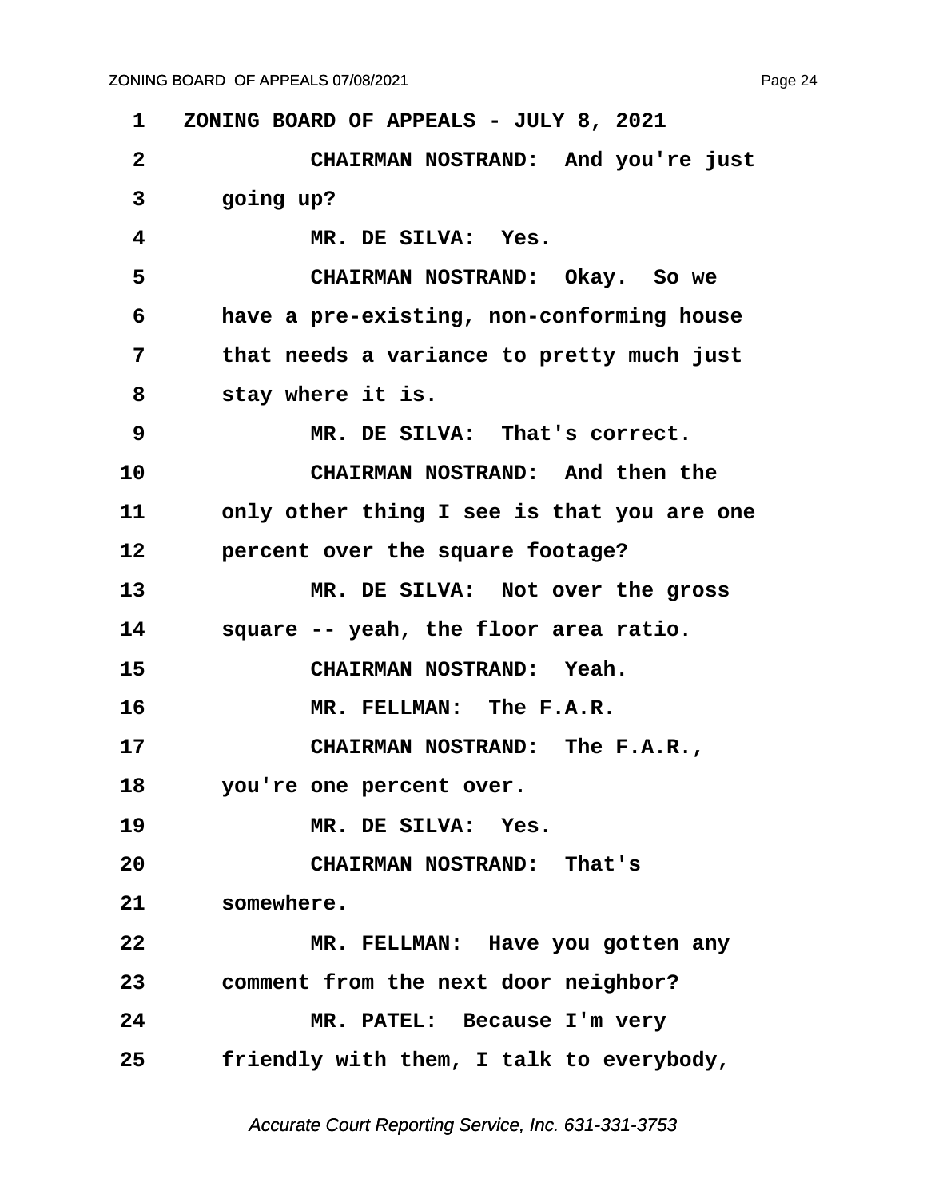ZONING BOARD OF APPEALS - JULY 8, 2021

CHAIRMAN NOSTRAND: And you're just going up?

MR. DE SILVA: Yes.

CHAIRMAN NOSTRAND: Okay. So we have a pre-existing, non-conforming house that needs a variance to pretty much just stay where it is.

MR. DE SILVA: That's correct.

CHAIRMAN NOSTRAND: And then the only other thing I see is that you are one percent over the square footage?

MR. DE SILVA: Not over the gross square -- yeah, the floor area ratio.

CHAIRMAN NOSTRAND: Yeah.

MR. FELLMAN: The F.A.R.

CHAIRMAN NOSTRAND: The F.A.R., you're one percent over.

MR. DE SILVA: Yes.

CHAIRMAN NOSTRAND: That's somewhere.

MR. FELLMAN: Have you gotten any comment from the next door neighbor?

MR. PATEL: Because I'm very friendly with them, I talk to everybody,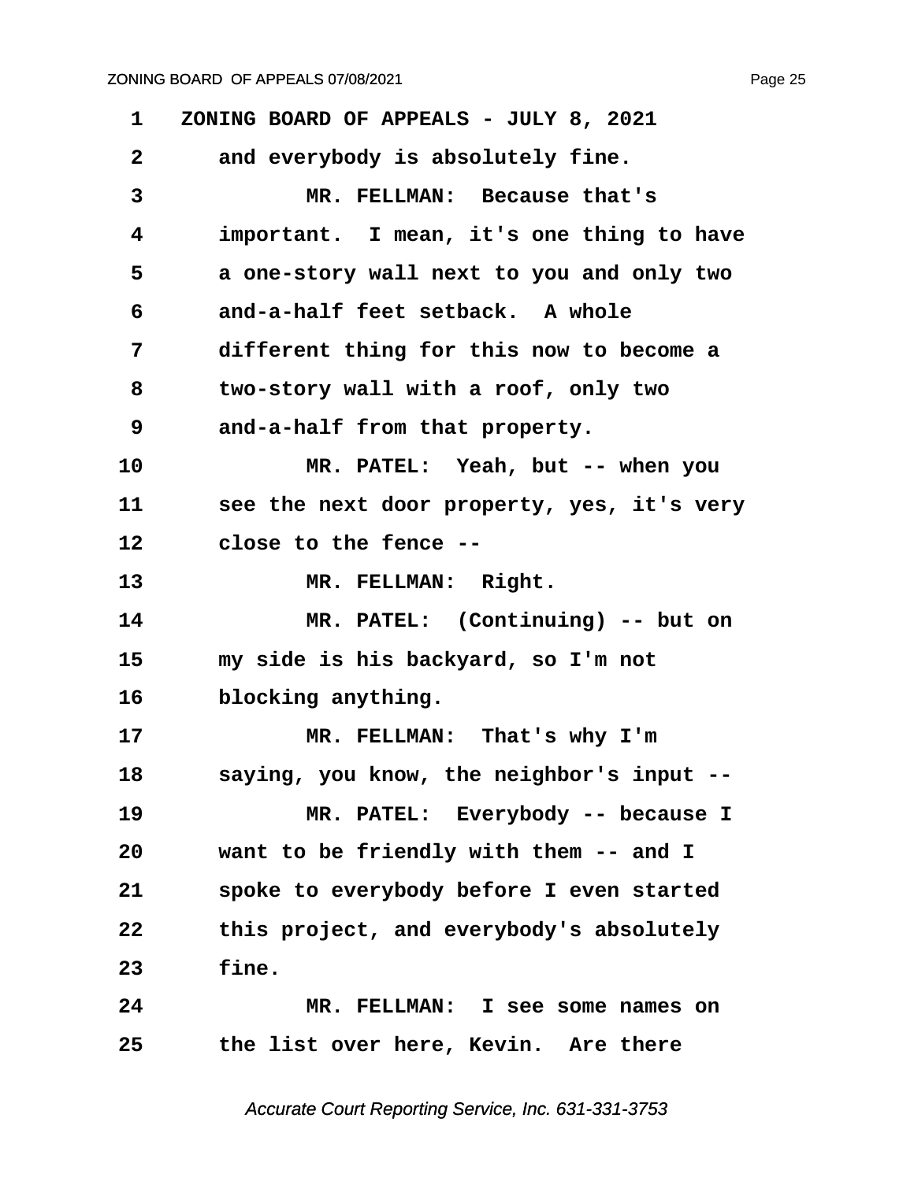ZONING BOARD OF APPEALS - JULY 8, 2021

and everybody is absolutely fine.

MR. FELLMAN: Because that's important. I mean, it's one thing to have a one-story wall next to you and only two and-a-half feet setback. A whole different thing for this now to become a two-story wall with a roof, only two and-a-half from that property.

MR. PATEL: Yeah, but -- when you see the next door property, yes, it's very close to the fence --

MR. FELLMAN: Right.

MR. PATEL: (Continuing) -- but on my side is his backyard, so I'm not blocking anything.

MR. FELLMAN: That's why I'm saying, you know, the neighbor's input --

MR. PATEL: Everybody -- because I want to be friendly with them -- and I spoke to everybody before I even started this project, and everybody's absolutely fine.

MR. FELLMAN: I see some names on the list over here, Kevin. Are there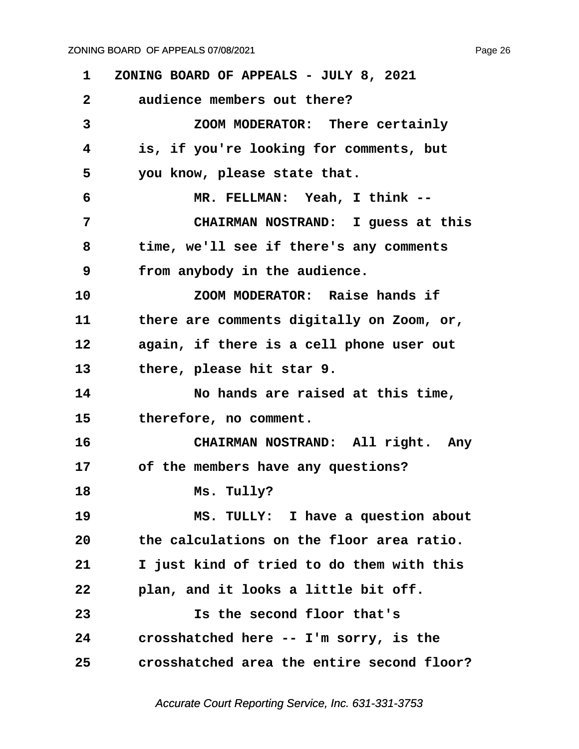ZONING BOARD OF APPEALS - JULY 8, 2021

audience members out there?

ZOOM MODERATOR: There certainly is, if you're looking for comments, but you know, please state that.

MR. FELLMAN: Yeah, I think --

CHAIRMAN NOSTRAND: I guess at this time, we'll see if there's any comments from anybody in the audience.

ZOOM MODERATOR: Raise hands if there are comments digitally on Zoom, or, again, if there is a cell phone user out there, please hit star 9.

No hands are raised at this time, therefore, no comment.

CHAIRMAN NOSTRAND: All right. Any of the members have any questions?

Ms. Tully?

MS. TULLY: I have a question about the calculations on the floor area ratio. I just kind of tried to do them with this plan, and it looks a little bit off.

Is the second floor that's crosshatched here -- I'm sorry, is the crosshatched area the entire second floor?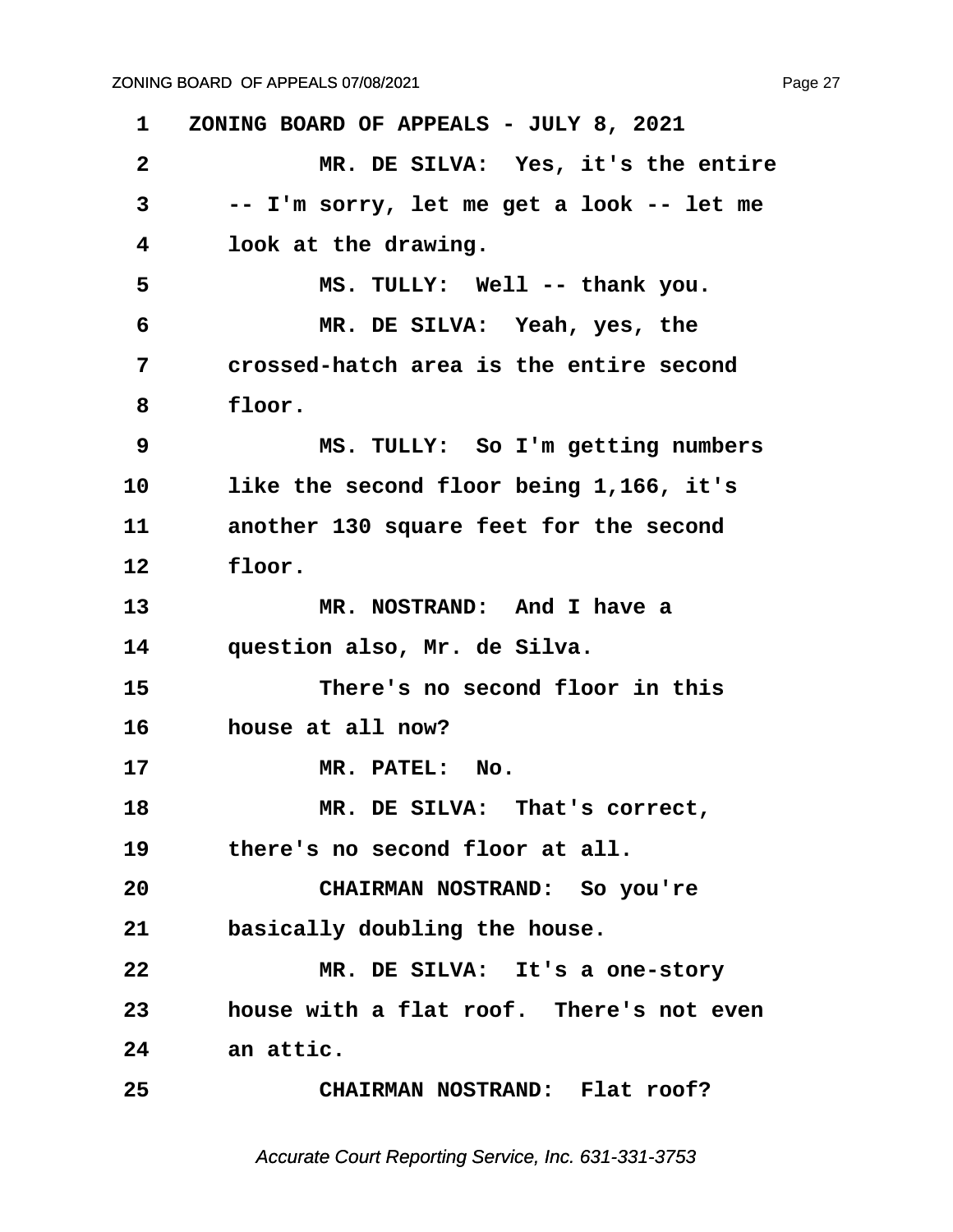ZONING BOARD OF APPEALS - JULY 8, 2021

MR. DE SILVA: Yes, it's the entire -- I'm sorry, let me get a look -- let me look at the drawing.

MS. TULLY: Well -- thank you.

MR. DE SILVA: Yeah, yes, the crossed-hatch area is the entire second floor.

MS. TULLY: So I'm getting numbers like the second floor being 1,166, it's another 130 square feet for the second floor.

MR. NOSTRAND: And I have a question also, Mr. de Silva.

There's no second floor in this house at all now?

MR. PATEL: No.

MR. DE SILVA: That's correct, there's no second floor at all.

CHAIRMAN NOSTRAND: So you're basically doubling the house.

MR. DE SILVA: It's a one-story house with a flat roof. There's not even an attic.

CHAIRMAN NOSTRAND: Flat roof?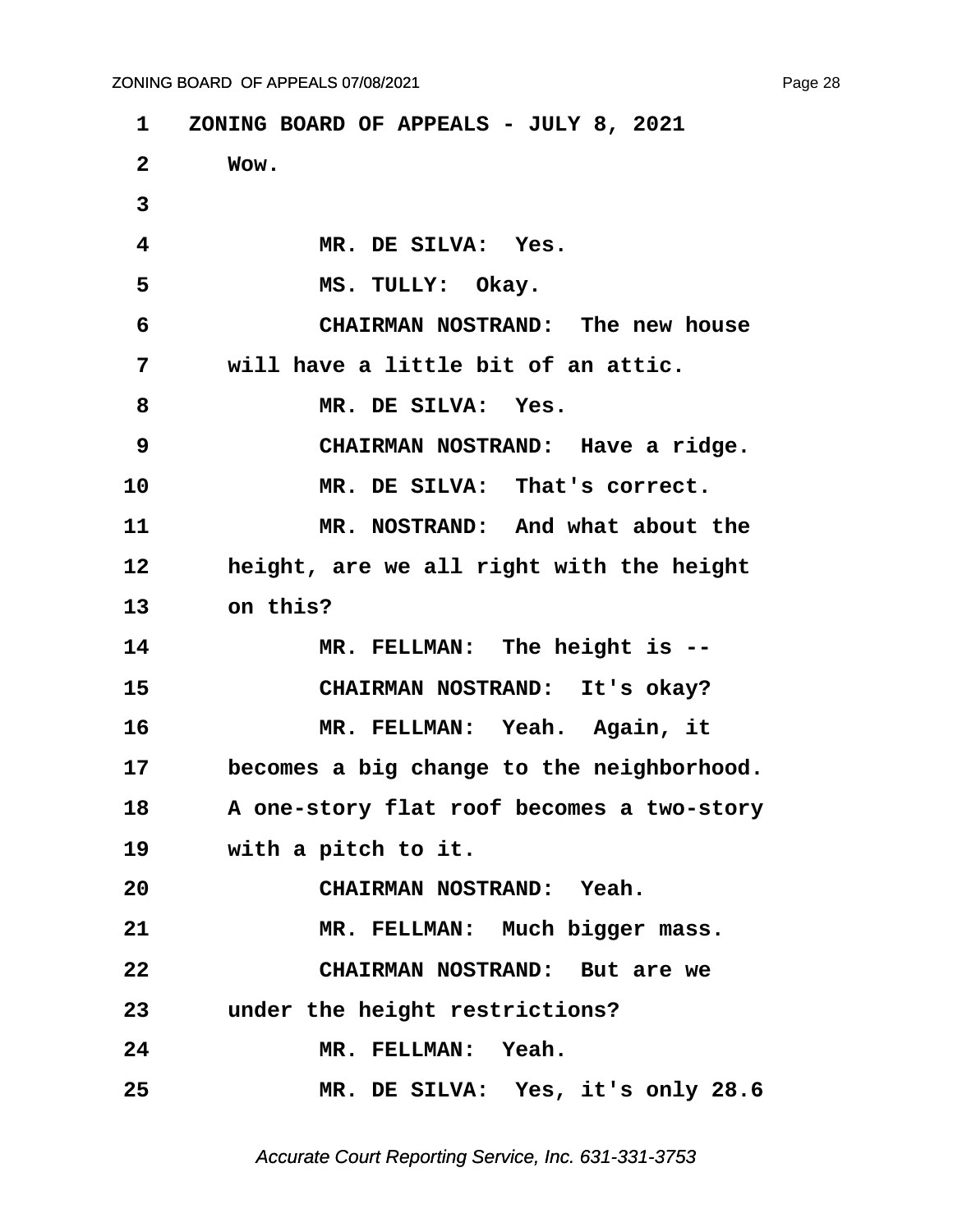ZONING BOARD OF APPEALS - JULY 8, 2021

Wow.

MR. DE SILVA: Yes.

MS. TULLY: Okay.

CHAIRMAN NOSTRAND: The new house will have a little bit of an attic.

MR. DE SILVA: Yes.

CHAIRMAN NOSTRAND: Have a ridge.

MR. DE SILVA: That's correct.

MR. NOSTRAND: And what about the height, are we all right with the height on this?

MR. FELLMAN: The height is --

CHAIRMAN NOSTRAND: It's okay?

MR. FELLMAN: Yeah. Again, it becomes a big change to the neighborhood. A one-story flat roof becomes a two-story with a pitch to it.

CHAIRMAN NOSTRAND: Yeah.

MR. FELLMAN: Much bigger mass.

CHAIRMAN NOSTRAND: But are we under the height restrictions?

MR. FELLMAN: Yeah.

MR. DE SILVA: Yes, it's only 28.6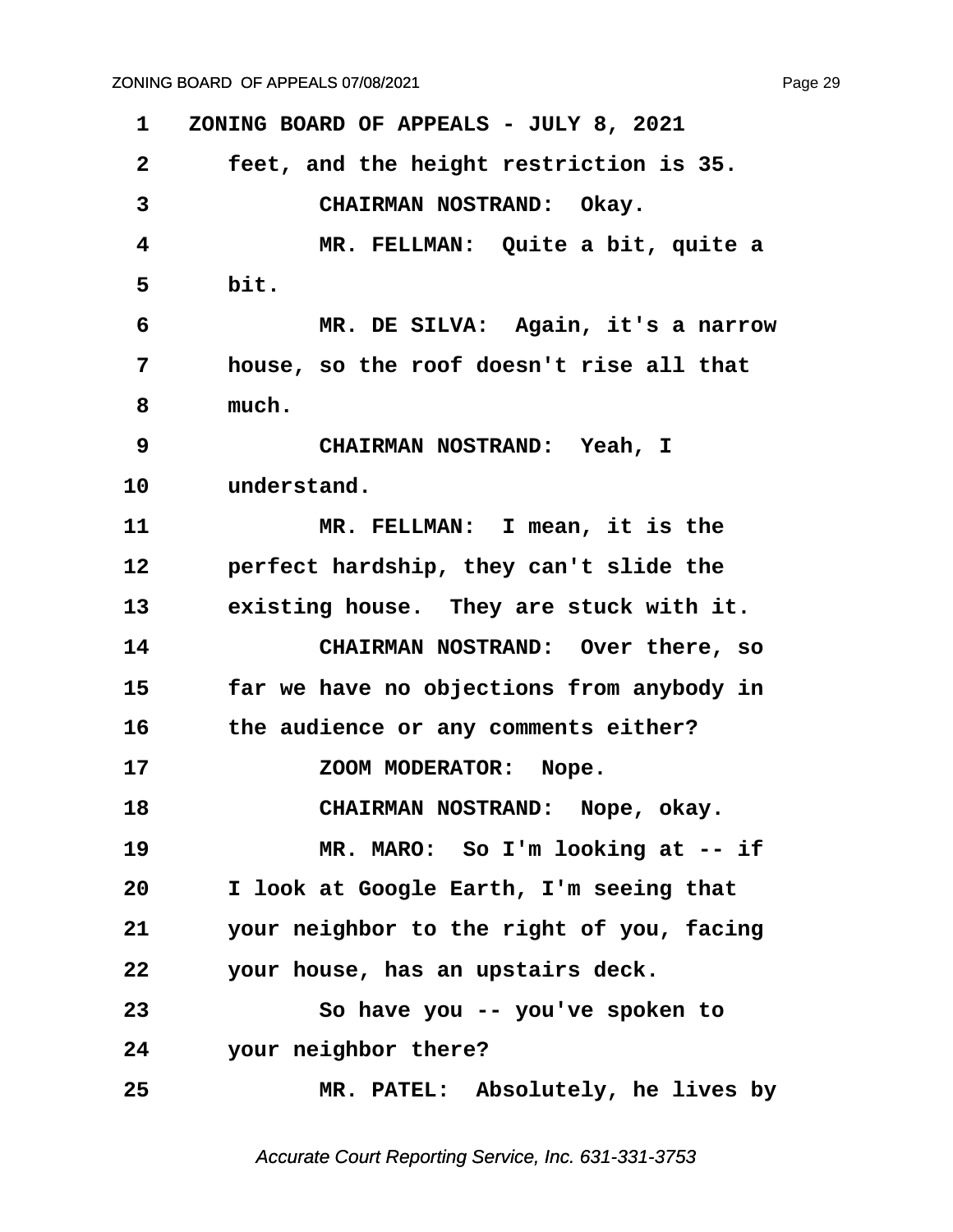1 ZONING BOARD OF APPEALS - JULY 8, 2021

2 feet, and the height restriction is 35.

3 CHAIRMAN NOSTRAND: Okay.

4 MR. FELLMAN: Quite a bit, quite a

5 bit.

6 MR. DE SILVA: Again, it's a narrow

7 house, so the roof doesn't rise all that

8 much.

9 CHAIRMAN NOSTRAND: Yeah, I

10 understand.

11 MR. FELLMAN: I mean, it is the

12 perfect hardship, they can't slide the

13 existing house. They are stuck with it.

14 CHAIRMAN NOSTRAND: Over there, so

15 far we have no objections from anybody in

16 the audience or any comments either?

17 ZOOM MODERATOR: Nope.

18 CHAIRMAN NOSTRAND: Nope, okay.

19 MR. MARO: So I'm looking at -- if

20 I look at Google Earth, I'm seeing that

21 your neighbor to the right of you, facing

22 your house, has an upstairs deck.

23 So have you -- you've spoken to

24 your neighbor there?

25 MR. PATEL: Absolutely, he lives by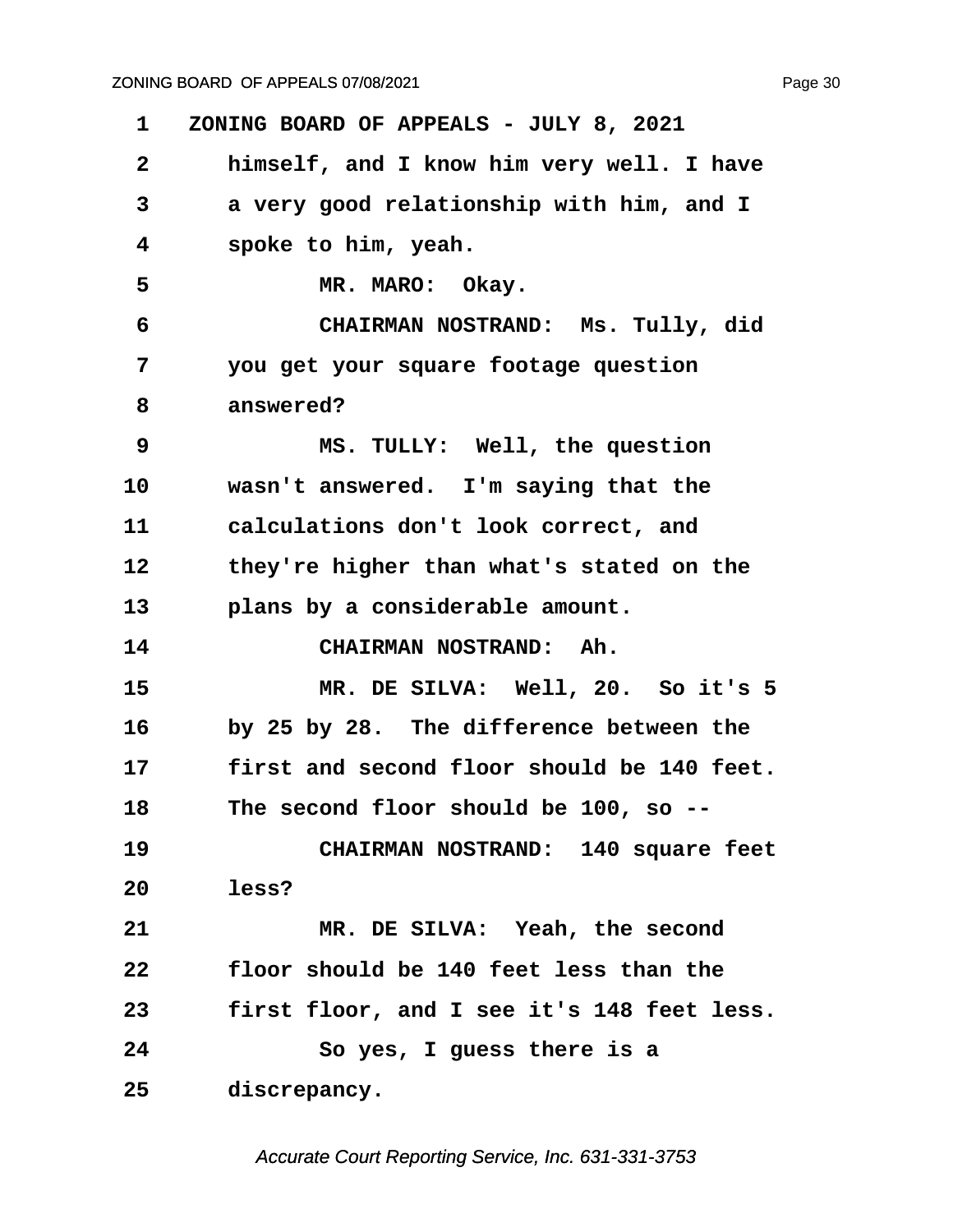ZONING BOARD OF APPEALS - JULY 8, 2021

himself, and I know him very well. I have a very good relationship with him, and I spoke to him, yeah.

MR. MARO: Okay.

CHAIRMAN NOSTRAND: Ms. Tully, did you get your square footage question answered?

MS. TULLY: Well, the question wasn't answered. I'm saying that the calculations don't look correct, and they're higher than what's stated on the plans by a considerable amount.

CHAIRMAN NOSTRAND: Ah.

MR. DE SILVA: Well, 20. So it's 5 by 25 by 28. The difference between the first and second floor should be 140 feet. The second floor should be 100, so --

CHAIRMAN NOSTRAND: 140 square feet less?

MR. DE SILVA: Yeah, the second floor should be 140 feet less than the first floor, and I see it's 148 feet less.

So yes, I guess there is a discrepancy.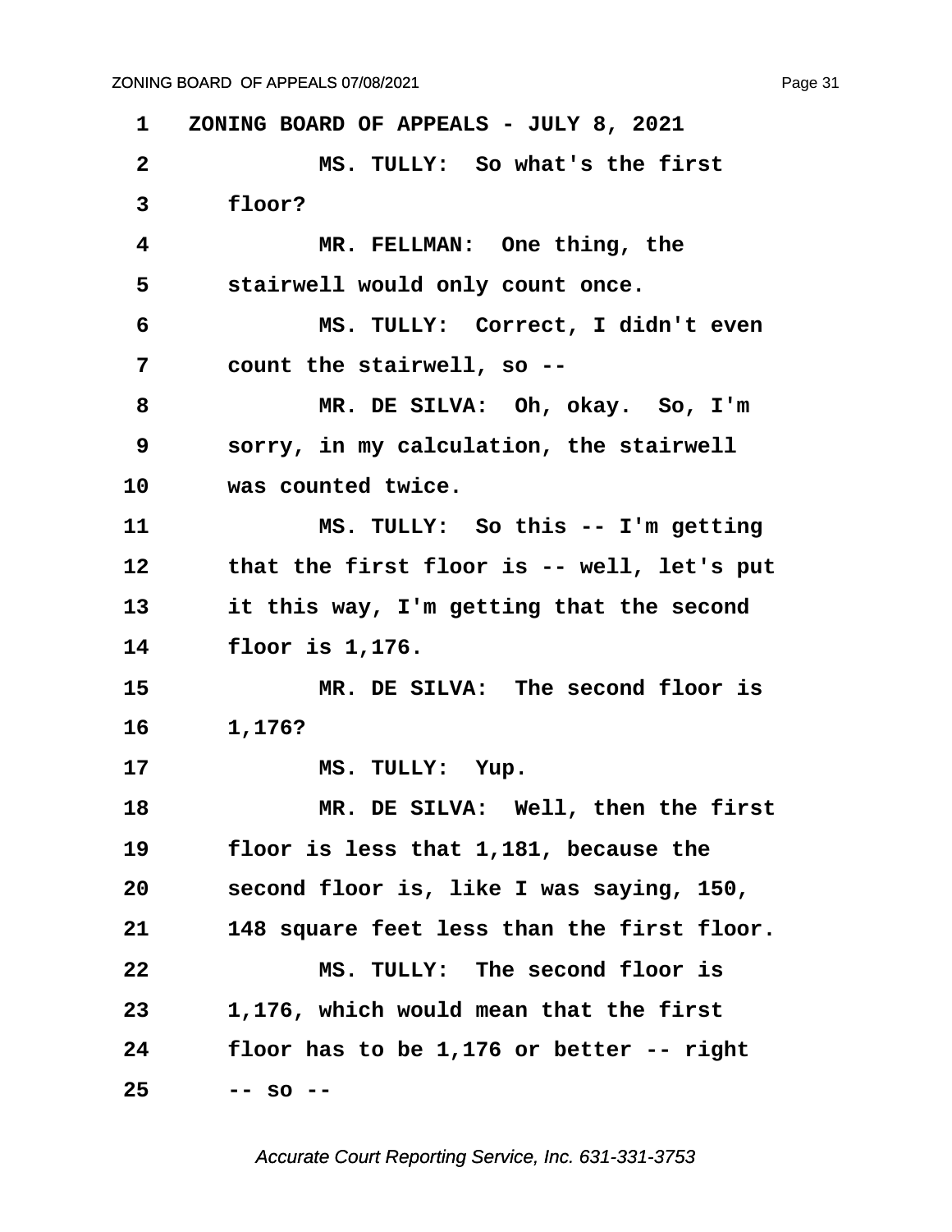ZONING BOARD OF APPEALS - JULY 8, 2021

MS. TULLY: So what's the first floor?

MR. FELLMAN: One thing, the stairwell would only count once.

MS. TULLY: Correct, I didn't even count the stairwell, so --

MR. DE SILVA: Oh, okay. So, I'm sorry, in my calculation, the stairwell was counted twice.

MS. TULLY: So this -- I'm getting that the first floor is -- well, let's put it this way, I'm getting that the second floor is 1,176.

MR. DE SILVA: The second floor is 1,176?

MS. TULLY: Yup.

MR. DE SILVA: Well, then the first floor is less that 1,181, because the second floor is, like I was saying, 150, 148 square feet less than the first floor.

MS. TULLY: The second floor is 1,176, which would mean that the first floor has to be 1,176 or better -- right -- so --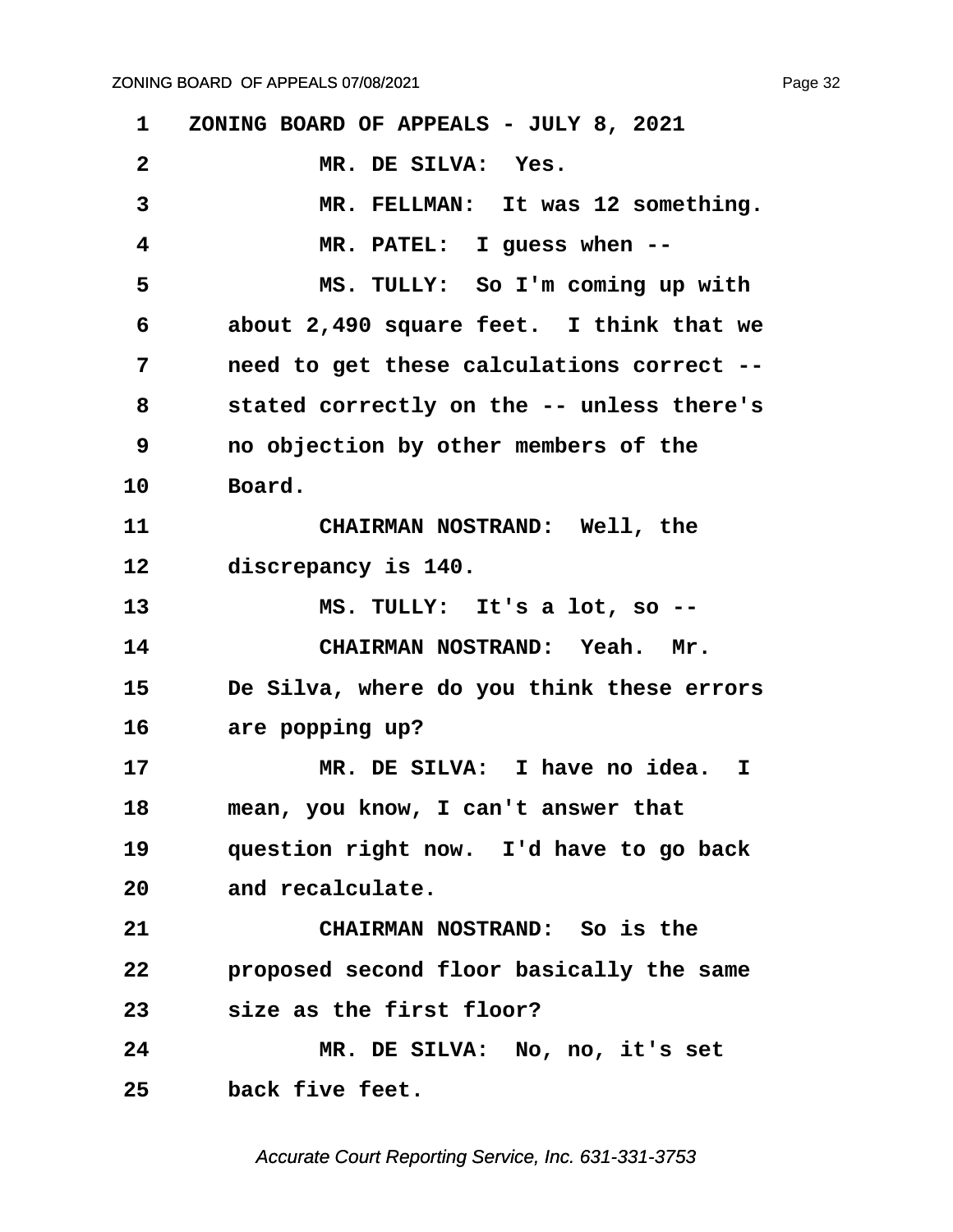1 ZONING BOARD OF APPEALS - JULY 8, 2021

2 MR. DE SILVA: Yes.

3 MR. FELLMAN: It was 12 something.

4 MR. PATEL: I guess when --

5 MS. TULLY: So I'm coming up with

6 about 2,490 square feet. I think that we

7 need to get these calculations correct --

8 stated correctly on the -- unless there's

9 no objection by other members of the

10 Board.

11 CHAIRMAN NOSTRAND: Well, the

12 discrepancy is 140.

13 MS. TULLY: It's a lot, so --

14 CHAIRMAN NOSTRAND: Yeah. Mr.

15 De Silva, where do you think these errors

16 are popping up?

17 MR. DE SILVA: I have no idea. I

18 mean, you know, I can't answer that

19 question right now. I'd have to go back

20 and recalculate.

21 CHAIRMAN NOSTRAND: So is the

22 proposed second floor basically the same

23 size as the first floor?

24 MR. DE SILVA: No, no, it's set

25 back five feet.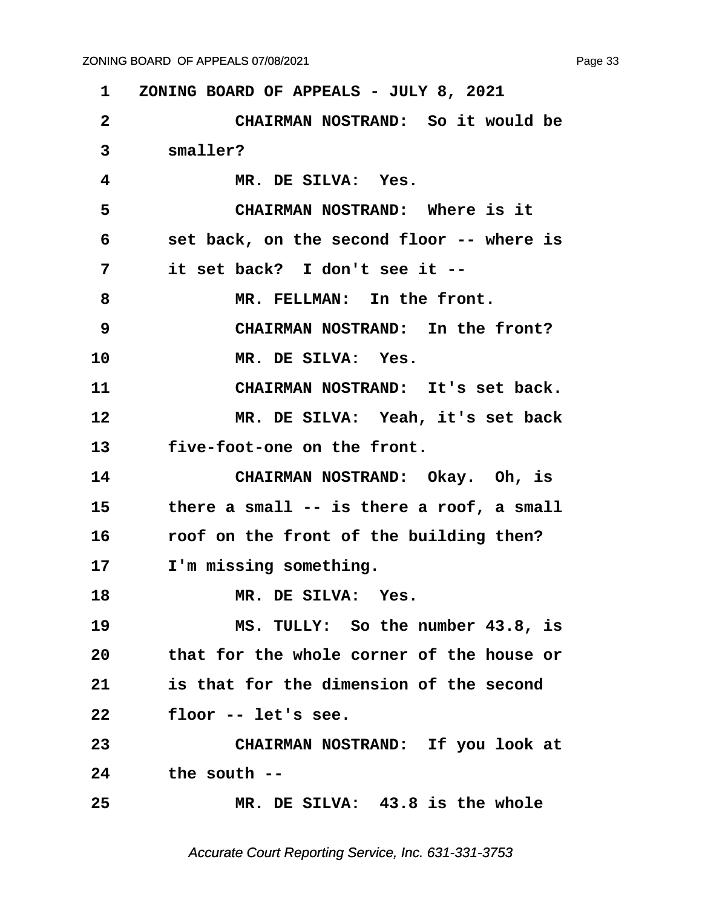1 ZONING BOARD OF APPEALS - JULY 8, 2021

2 CHAIRMAN NOSTRAND: So it would be

3 smaller?

4 MR. DE SILVA: Yes.

5 CHAIRMAN NOSTRAND: Where is it

6 set back, on the second floor -- where is

7 it set back? I don't see it --

8 MR. FELLMAN: In the front.

9 CHAIRMAN NOSTRAND: In the front?

10 MR. DE SILVA: Yes.

11 CHAIRMAN NOSTRAND: It's set back.

12 MR. DE SILVA: Yeah, it's set back

13 five-foot-one on the front.

14 CHAIRMAN NOSTRAND: Okay. Oh, is

15 there a small -- is there a roof, a small

16 roof on the front of the building then?

17 I'm missing something.

18 MR. DE SILVA: Yes.

19 MS. TULLY: So the number 43.8, is

20 that for the whole corner of the house or

21 is that for the dimension of the second

22 floor -- let's see.

23 CHAIRMAN NOSTRAND: If you look at

24 the south --

25 MR. DE SILVA: 43.8 is the whole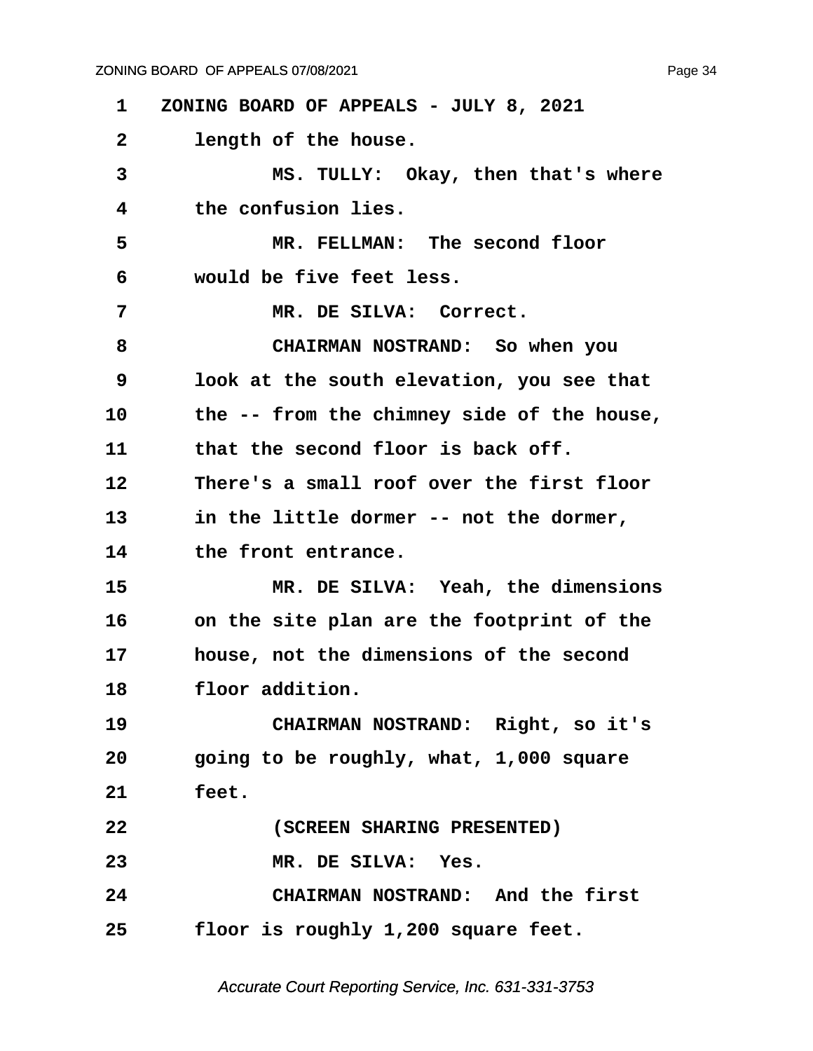ZONING BOARD OF APPEALS - JULY 8, 2021

length of the house.

MS. TULLY: Okay, then that's where the confusion lies.

MR. FELLMAN: The second floor would be five feet less.

MR. DE SILVA: Correct.

CHAIRMAN NOSTRAND: So when you look at the south elevation, you see that the -- from the chimney side of the house, that the second floor is back off. There's a small roof over the first floor in the little dormer -- not the dormer, the front entrance.

MR. DE SILVA: Yeah, the dimensions on the site plan are the footprint of the house, not the dimensions of the second floor addition.

CHAIRMAN NOSTRAND: Right, so it's going to be roughly, what, 1,000 square feet.

(SCREEN SHARING PRESENTED)

MR. DE SILVA: Yes.

CHAIRMAN NOSTRAND: And the first floor is roughly 1,200 square feet.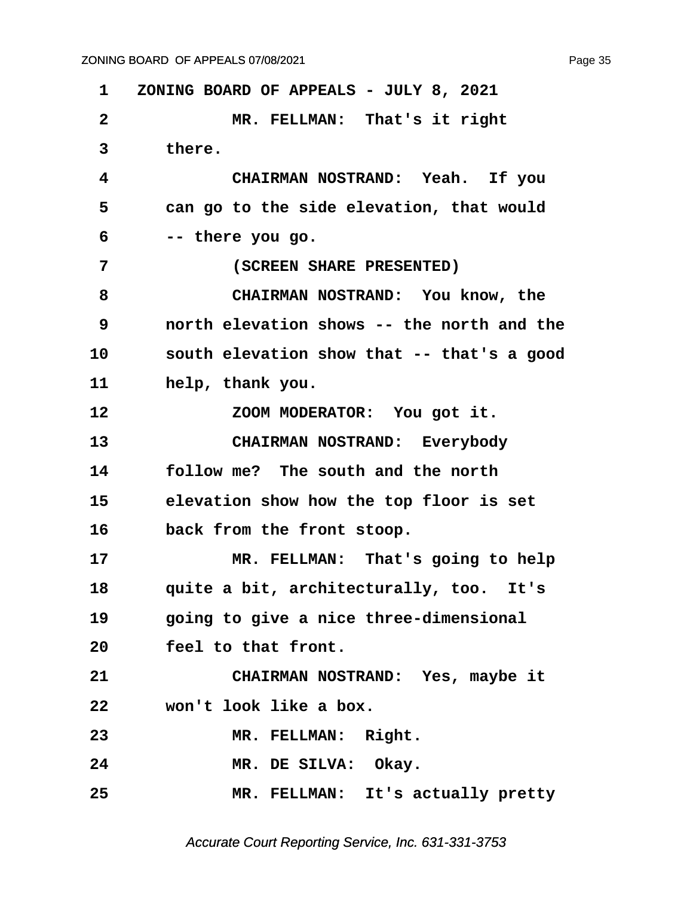ZONING BOARD OF APPEALS - JULY 8, 2021

MR. FELLMAN: That's it right there.

CHAIRMAN NOSTRAND: Yeah. If you can go to the side elevation, that would -- there you go.

(SCREEN SHARE PRESENTED)

CHAIRMAN NOSTRAND: You know, the north elevation shows -- the north and the south elevation show that -- that's a good help, thank you.

ZOOM MODERATOR: You got it.

CHAIRMAN NOSTRAND: Everybody follow me? The south and the north elevation show how the top floor is set back from the front stoop.

MR. FELLMAN: That's going to help quite a bit, architecturally, too. It's going to give a nice three-dimensional feel to that front.

CHAIRMAN NOSTRAND: Yes, maybe it won't look like a box.

MR. FELLMAN: Right.

MR. DE SILVA: Okay.

MR. FELLMAN: It's actually pretty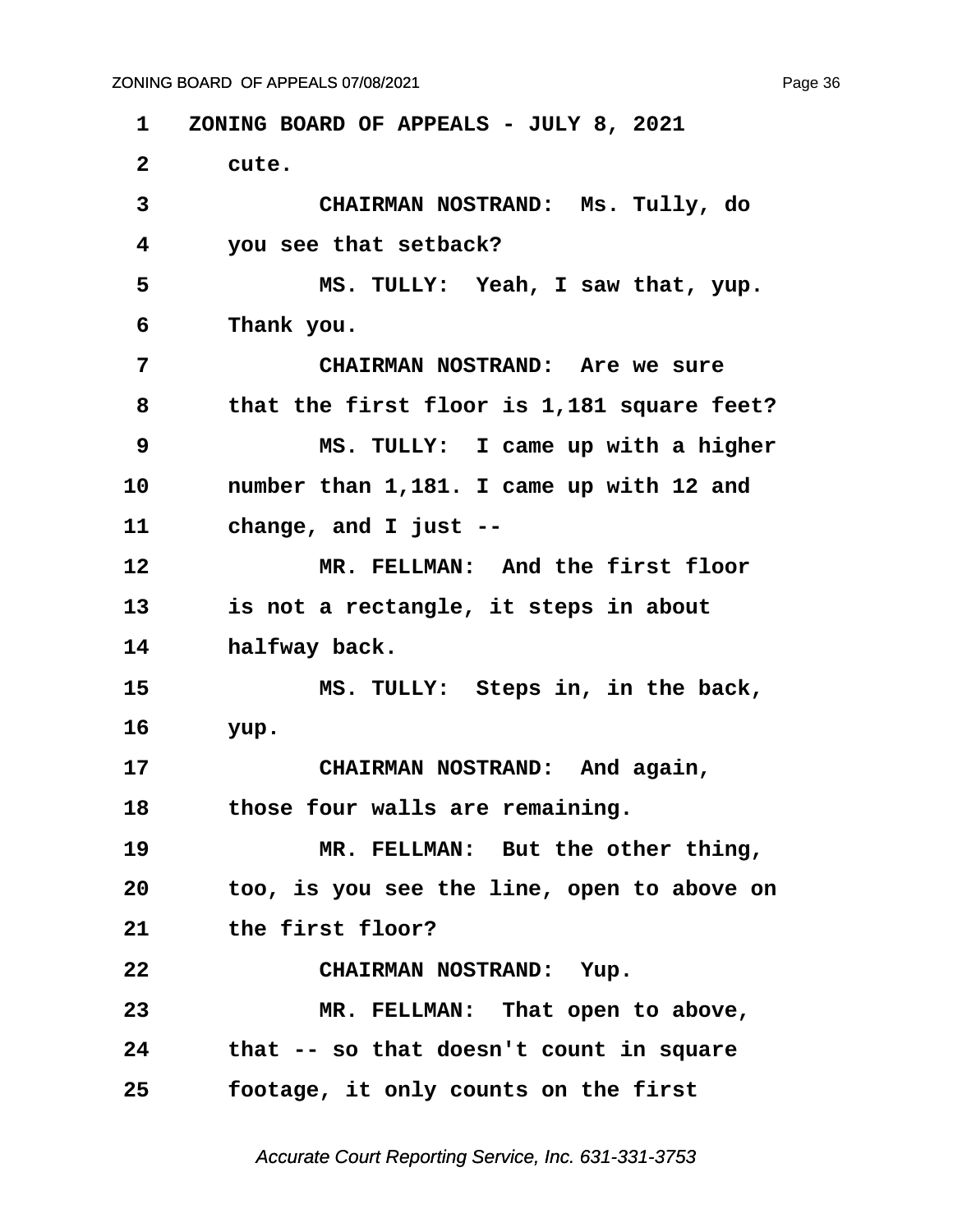1 ZONING BOARD OF APPEALS - JULY 8, 2021

2 cute.

3 CHAIRMAN NOSTRAND: Ms. Tully, do

4 you see that setback?

5 MS. TULLY: Yeah, I saw that, yup.

6 Thank you.

7 CHAIRMAN NOSTRAND: Are we sure

8 that the first floor is 1,181 square feet?

9 MS. TULLY: I came up with a higher

10 number than 1,181. I came up with 12 and

11 change, and I just --

12 MR. FELLMAN: And the first floor

13 is not a rectangle, it steps in about

14 halfway back.

15 MS. TULLY: Steps in, in the back,

16 yup.

17 CHAIRMAN NOSTRAND: And again,

18 those four walls are remaining.

19 MR. FELLMAN: But the other thing,

20 too, is you see the line, open to above on

21 the first floor?

22 CHAIRMAN NOSTRAND: Yup.

23 MR. FELLMAN: That open to above,

24 that -- so that doesn't count in square

25 footage, it only counts on the first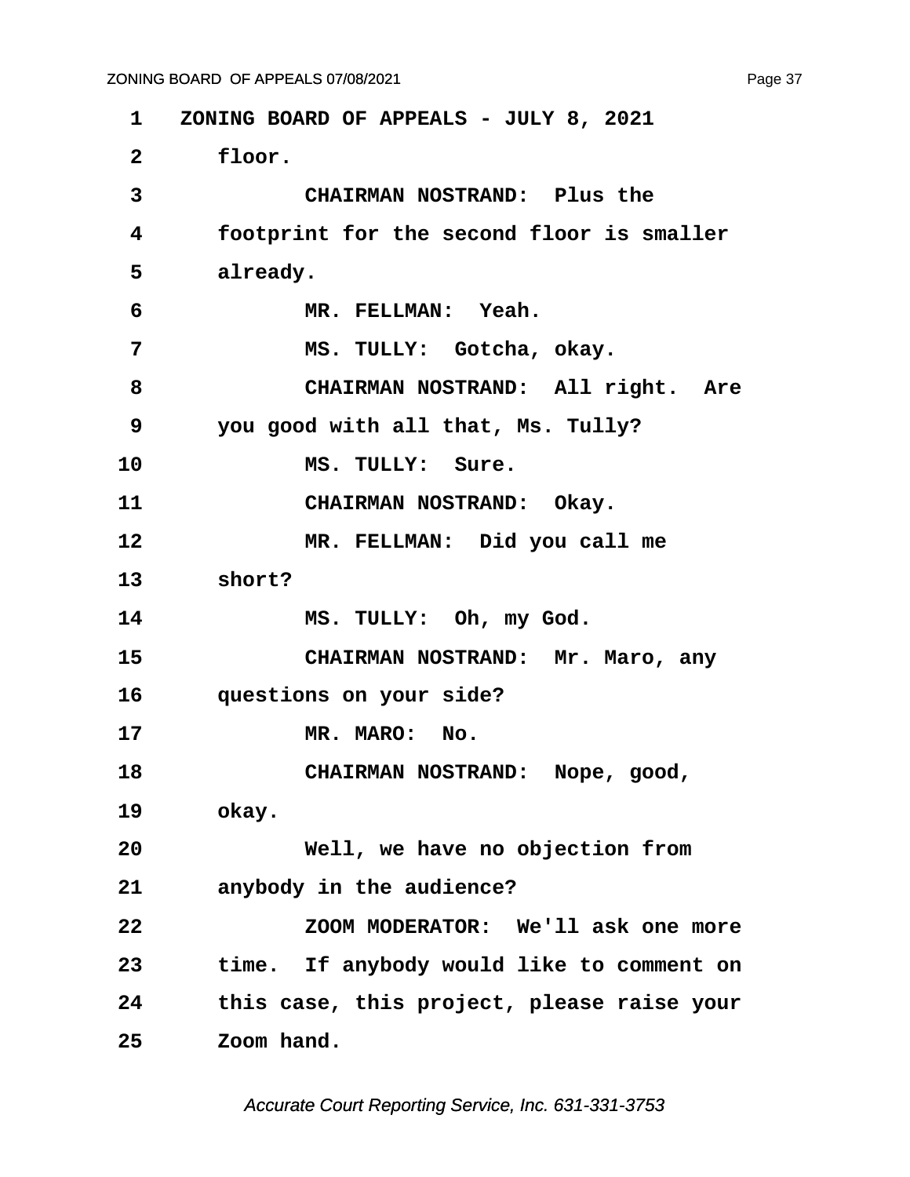ZONING BOARD OF APPEALS - JULY 8, 2021

floor.

CHAIRMAN NOSTRAND: Plus the footprint for the second floor is smaller already.

MR. FELLMAN: Yeah.

MS. TULLY: Gotcha, okay.

CHAIRMAN NOSTRAND: All right. Are you good with all that, Ms. Tully?

MS. TULLY: Sure.

CHAIRMAN NOSTRAND: Okay.

MR. FELLMAN: Did you call me short?

MS. TULLY: Oh, my God.

CHAIRMAN NOSTRAND: Mr. Maro, any questions on your side?

MR. MARO: No.

CHAIRMAN NOSTRAND: Nope, good, okay.

Well, we have no objection from anybody in the audience?

ZOOM MODERATOR: We'll ask one more time. If anybody would like to comment on this case, this project, please raise your Zoom hand.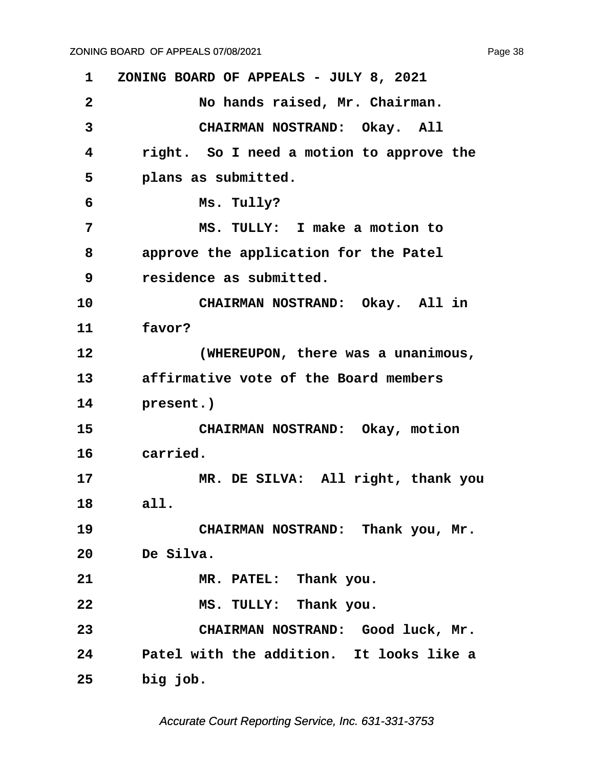1 ZONING BOARD OF APPEALS - JULY 8, 2021

2 No hands raised, Mr. Chairman.

3 CHAIRMAN NOSTRAND: Okay. All

4 right. So I need a motion to approve the

5 plans as submitted.

6 Ms. Tully?

7 MS. TULLY: I make a motion to

8 approve the application for the Patel

9 residence as submitted.

10 CHAIRMAN NOSTRAND: Okay. All in

11 favor?

12 (WHEREUPON, there was a unanimous,

13 affirmative vote of the Board members

14 present.)

15 CHAIRMAN NOSTRAND: Okay, motion

16 carried.

17 MR. DE SILVA: All right, thank you

18 all.

19 CHAIRMAN NOSTRAND: Thank you, Mr.

20 De Silva.

21 MR. PATEL: Thank you.

22 MS. TULLY: Thank you.

23 CHAIRMAN NOSTRAND: Good luck, Mr.

24 Patel with the addition. It looks like a

25 big job.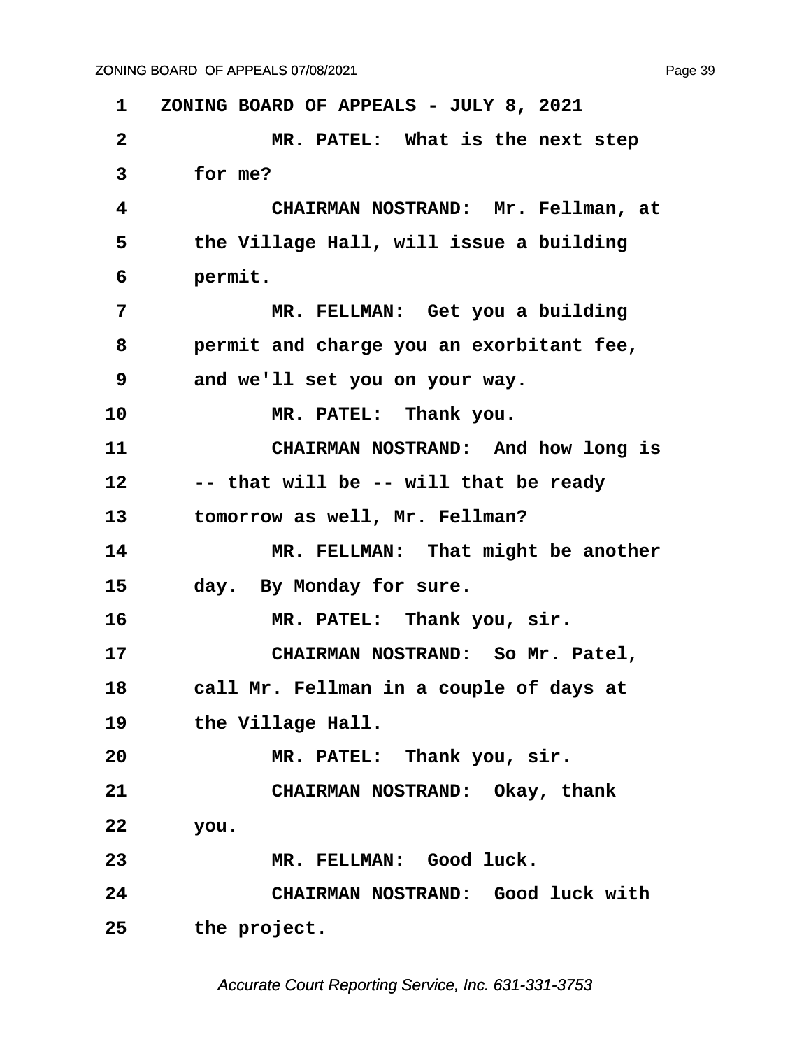1 ZONING BOARD OF APPEALS - JULY 8, 2021

2 MR. PATEL: What is the next step

3 for me?

4 CHAIRMAN NOSTRAND: Mr. Fellman, at

5 the Village Hall, will issue a building

6 permit.

7 MR. FELLMAN: Get you a building

8 permit and charge you an exorbitant fee,

9 and we'll set you on your way.

10 MR. PATEL: Thank you.

11 CHAIRMAN NOSTRAND: And how long is

12 -- that will be -- will that be ready

13 tomorrow as well, Mr. Fellman?

14 MR. FELLMAN: That might be another

15 day. By Monday for sure.

16 MR. PATEL: Thank you, sir.

17 CHAIRMAN NOSTRAND: So Mr. Patel,

18 call Mr. Fellman in a couple of days at

19 the Village Hall.

20 MR. PATEL: Thank you, sir.

21 CHAIRMAN NOSTRAND: Okay, thank

22 you.

23 MR. FELLMAN: Good luck.

24 CHAIRMAN NOSTRAND: Good luck with

25 the project.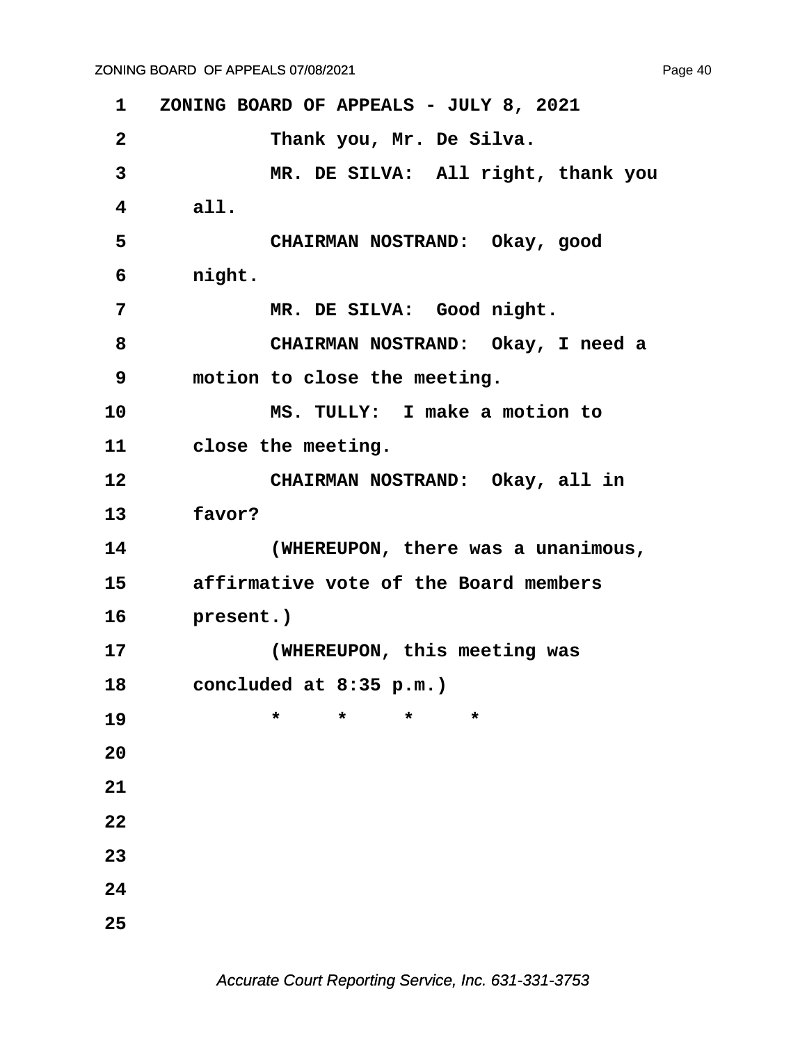ZONING BOARD OF APPEALS - JULY 8, 2021

Thank you, Mr. De Silva.

MR. DE SILVA: All right, thank you all.

CHAIRMAN NOSTRAND: Okay, good night.

MR. DE SILVA: Good night.

CHAIRMAN NOSTRAND: Okay, I need a motion to close the meeting.

MS. TULLY: I make a motion to close the meeting.

CHAIRMAN NOSTRAND: Okay, all in favor?

(WHEREUPON, there was a unanimous, affirmative vote of the Board members present.)

(WHEREUPON, this meeting was concluded at 8:35 p.m.)

\*     \*     \*     \*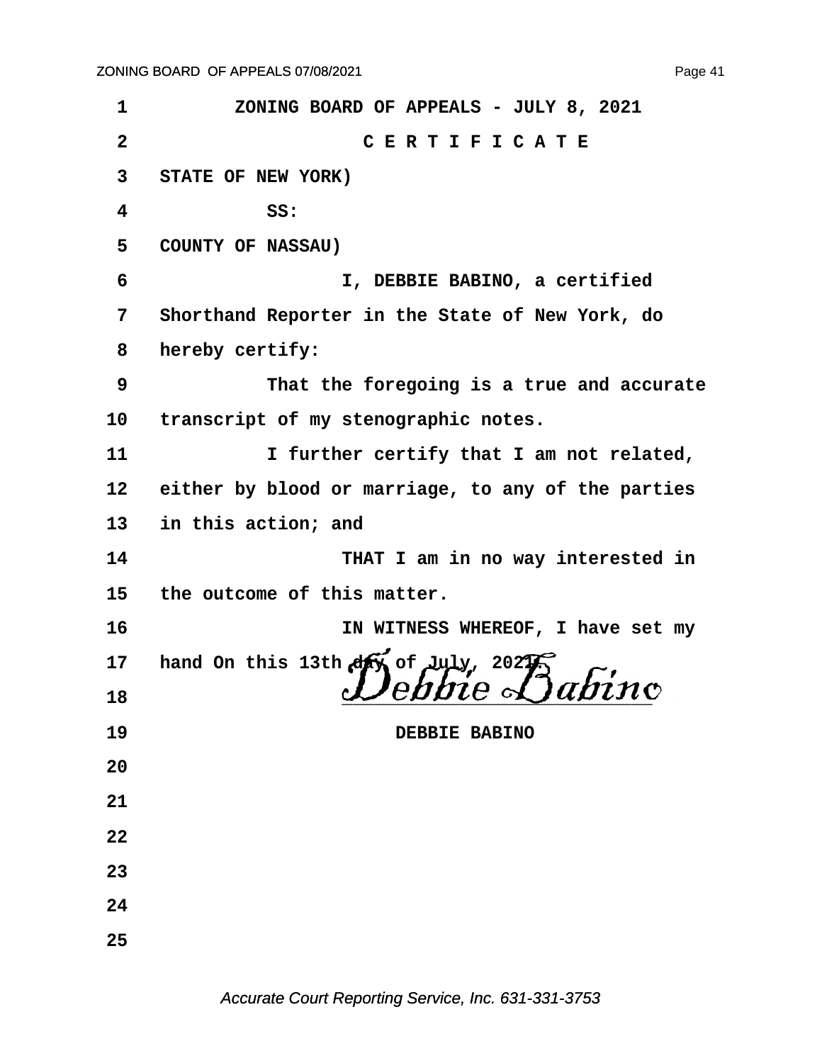ZONING BOARD OF APPEALS - JULY 8, 2021

C E R T I F I C A T E

STATE OF NEW YORK)

SS:

COUNTY OF NASSAU)

I, DEBBIE BABINO, a certified Shorthand Reporter in the State of New York, do hereby certify:

That the foregoing is a true and accurate transcript of my stenographic notes.

I further certify that I am not related, either by blood or marriage, to any of the parties in this action; and

THAT I am in no way interested in the outcome of this matter.

IN WITNESS WHEREOF, I have set my hand On this 13th day of July, 2021.

*Debbie Babino*

DEBBIE BABINO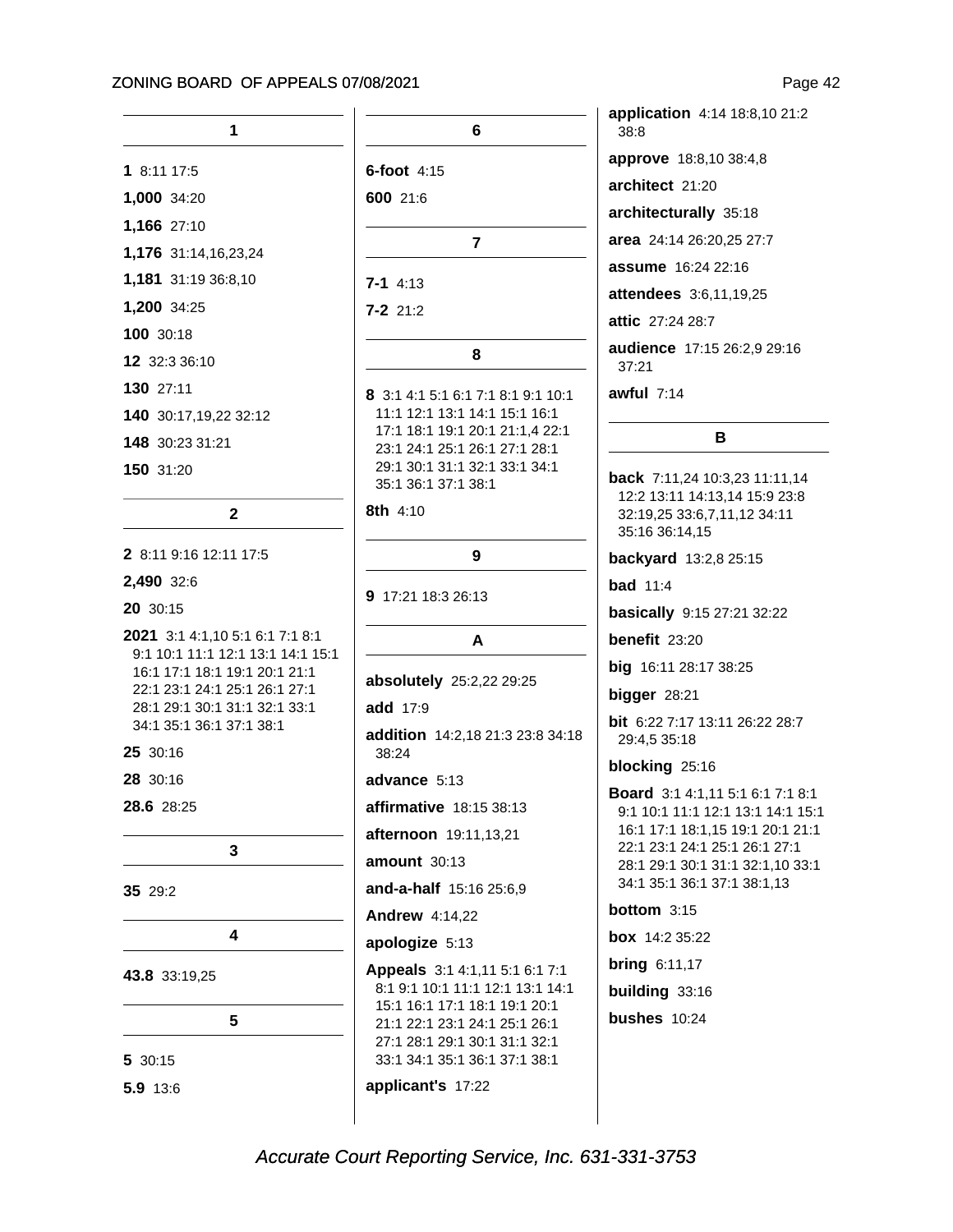## 1

**1** 8:11 17:5

**1,000** 34:20

**1,166** 27:10

**1,176** 31:14,16,23,24

**1,181** 31:19 36:8,10

**1,200** 34:25

**100** 30:18

**12** 32:3 36:10

**130** 27:11

**140** 30:17,19,22 32:12

**148** 30:23 31:21

**150** 31:20

## 2

**2** 8:11 9:16 12:11 17:5

**2,490** 32:6

**20** 30:15

**2021** 3:1 4:1,10 5:1 6:1 7:1 8:1 9:1 10:1 11:1 12:1 13:1 14:1 15:1 16:1 17:1 18:1 19:1 20:1 21:1 22:1 23:1 24:1 25:1 26:1 27:1 28:1 29:1 30:1 31:1 32:1 33:1 34:1 35:1 36:1 37:1 38:1

**25** 30:16

**28** 30:16

**28.6** 28:25

## 3

**35** 29:2

## 4

**43.8** 33:19,25

## 5

**5** 30:15

**5.9** 13:6

## 6

**6-foot** 4:15

**600** 21:6

## 7

**7-1** 4:13

**7-2** 21:2

## 8

**8** 3:1 4:1 5:1 6:1 7:1 8:1 9:1 10:1 11:1 12:1 13:1 14:1 15:1 16:1 17:1 18:1 19:1 20:1 21:1,4 22:1 23:1 24:1 25:1 26:1 27:1 28:1 29:1 30:1 31:1 32:1 33:1 34:1 35:1 36:1 37:1 38:1

**8th** 4:10

## 9

**9** 17:21 18:3 26:13

## A

**absolutely** 25:2,22 29:25

**add** 17:9

**addition** 14:2,18 21:3 23:8 34:18 38:24

**advance** 5:13

**affirmative** 18:15 38:13

**afternoon** 19:11,13,21

**amount** 30:13

**and-a-half** 15:16 25:6,9

**Andrew** 4:14,22

**apologize** 5:13

**Appeals** 3:1 4:1,11 5:1 6:1 7:1 8:1 9:1 10:1 11:1 12:1 13:1 14:1 15:1 16:1 17:1 18:1 19:1 20:1 21:1 22:1 23:1 24:1 25:1 26:1 27:1 28:1 29:1 30:1 31:1 32:1 33:1 34:1 35:1 36:1 37:1 38:1

**applicant's** 17:22

**application** 4:14 18:8,10 21:2 38:8

**approve** 18:8,10 38:4,8

**architect** 21:20

**architecturally** 35:18

**area** 24:14 26:20,25 27:7

**assume** 16:24 22:16

**attendees** 3:6,11,19,25

**attic** 27:24 28:7

**audience** 17:15 26:2,9 29:16 37:21

**awful** 7:14

## B

**back** 7:11,24 10:3,23 11:11,14 12:2 13:11 14:13,14 15:9 23:8 32:19,25 33:6,7,11,12 34:11 35:16 36:14,15

**backyard** 13:2,8 25:15

**bad** 11:4

**basically** 9:15 27:21 32:22

**benefit** 23:20

**big** 16:11 28:17 38:25

**bigger** 28:21

**bit** 6:22 7:17 13:11 26:22 28:7 29:4,5 35:18

**blocking** 25:16

**Board** 3:1 4:1,11 5:1 6:1 7:1 8:1 9:1 10:1 11:1 12:1 13:1 14:1 15:1 16:1 17:1 18:1,15 19:1 20:1 21:1 22:1 23:1 24:1 25:1 26:1 27:1 28:1 29:1 30:1 31:1 32:1,10 33:1 34:1 35:1 36:1 37:1 38:1,13

**bottom** 3:15

**box** 14:2 35:22

**bring** 6:11,17

**building** 33:16

**bushes** 10:24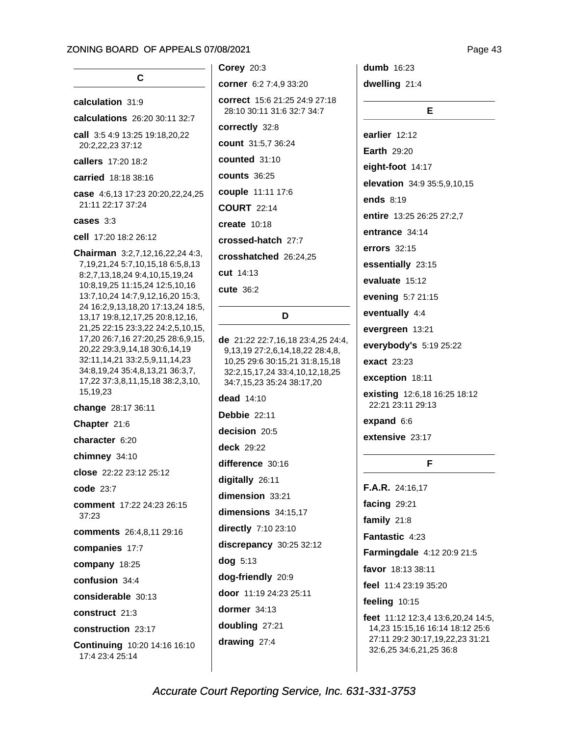## C

**calculation** 31:9

**calculations** 26:20 30:11 32:7

**call** 3:5 4:9 13:25 19:18,20,22 20:2,22,23 37:12

**callers** 17:20 18:2

**carried** 18:18 38:16

**case** 4:6,13 17:23 20:20,22,24,25 21:11 22:17 37:24

**cases** 3:3

**cell** 17:20 18:2 26:12

**Chairman** 3:2,7,12,16,22,24 4:3, 7,19,21,24 5:7,10,15,18 6:5,8,13 8:2,7,13,18,24 9:4,10,15,19,24 10:8,19,25 11:15,24 12:5,10,16 13:7,10,24 14:7,9,12,16,20 15:3, 24 16:2,9,13,18,20 17:13,24 18:5, 13,17 19:8,12,17,25 20:8,12,16, 21,25 22:15 23:3,22 24:2,5,10,15, 17,20 26:7,16 27:20,25 28:6,9,15, 20,22 29:3,9,14,18 30:6,14,19 32:11,14,21 33:2,5,9,11,14,23 34:8,19,24 35:4,8,13,21 36:3,7, 17,22 37:3,8,11,15,18 38:2,3,10, 15,19,23

**change** 28:17 36:11

**Chapter** 21:6

**character** 6:20

**chimney** 34:10

**close** 22:22 23:12 25:12

**code** 23:7

**comment** 17:22 24:23 26:15 37:23

**comments** 26:4,8,11 29:16

**companies** 17:7

**company** 18:25

**confusion** 34:4

**considerable** 30:13

**construct** 21:3

**construction** 23:17

**Continuing** 10:20 14:16 16:10 17:4 23:4 25:14

**Corey** 20:3

**corner** 6:2 7:4,9 33:20

**correct** 15:6 21:25 24:9 27:18 28:10 30:11 31:6 32:7 34:7

**correctly** 32:8

**count** 31:5,7 36:24

**counted** 31:10

**counts** 36:25

**couple** 11:11 17:6

**COURT** 22:14

**create** 10:18

**crossed-hatch** 27:7

**crosshatched** 26:24,25

**cut** 14:13

**cute** 36:2

## D

**de** 21:22 22:7,16,18 23:4,25 24:4, 9,13,19 27:2,6,14,18,22 28:4,8, 10,25 29:6 30:15,21 31:8,15,18 32:2,15,17,24 33:4,10,12,18,25 34:7,15,23 35:24 38:17,20

**dead** 14:10

**Debbie** 22:11

**decision** 20:5

**deck** 29:22

**difference** 30:16

**digitally** 26:11

**dimension** 33:21

**dimensions** 34:15,17

**directly** 7:10 23:10

**discrepancy** 30:25 32:12

**dog** 5:13

**dog-friendly** 20:9

**door** 11:19 24:23 25:11

**dormer** 34:13

**doubling** 27:21

**drawing** 27:4

**dumb** 16:23

**dwelling** 21:4

## E

**earlier** 12:12

**Earth** 29:20

**eight-foot** 14:17

**elevation** 34:9 35:5,9,10,15

**ends** 8:19

**entire** 13:25 26:25 27:2,7

**entrance** 34:14

**errors** 32:15

**essentially** 23:15

**evaluate** 15:12

**evening** 5:7 21:15

**eventually** 4:4

**evergreen** 13:21

**everybody's** 5:19 25:22

**exact** 23:23

**exception** 18:11

**existing** 12:6,18 16:25 18:12 22:21 23:11 29:13

**expand** 6:6

**extensive** 23:17

## F

**F.A.R.** 24:16,17

**facing** 29:21

**family** 21:8

**Fantastic** 4:23

**Farmingdale** 4:12 20:9 21:5

**favor** 18:13 38:11

**feel** 11:4 23:19 35:20

**feeling** 10:15

**feet** 11:12 12:3,4 13:6,20,24 14:5, 14,23 15:15,16 16:14 18:12 25:6 27:11 29:2 30:17,19,22,23 31:21 32:6,25 34:6,21,25 36:8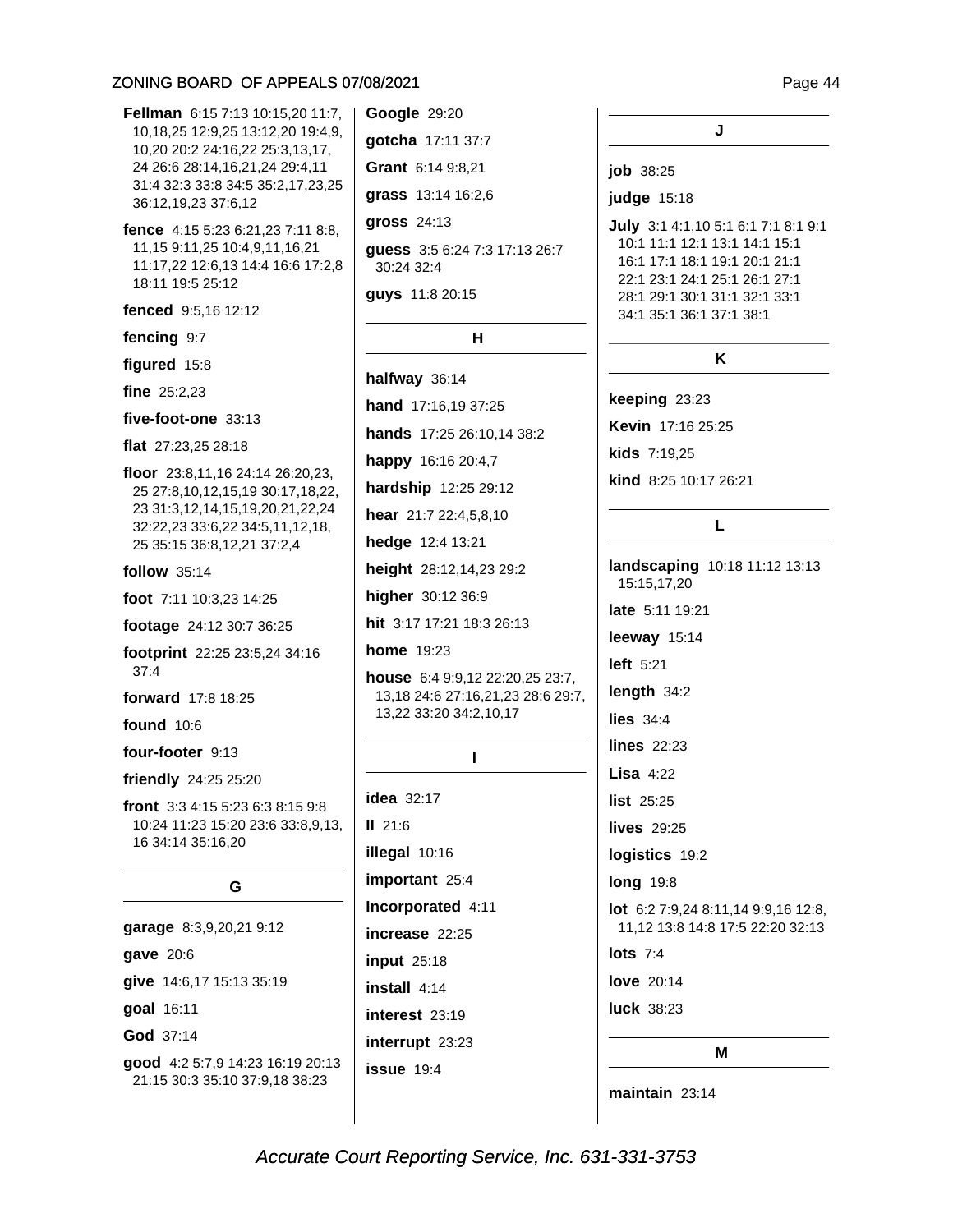**Fellman** 6:15 7:13 10:15,20 11:7, 10,18,25 12:9,25 13:12,20 19:4,9, 10,20 20:2 24:16,22 25:3,13,17, 24 26:6 28:14,16,21,24 29:4,11 31:4 32:3 33:8 34:5 35:2,17,23,25 36:12,19,23 37:6,12

**fence** 4:15 5:23 6:21,23 7:11 8:8, 11,15 9:11,25 10:4,9,11,16,21 11:17,22 12:6,13 14:4 16:6 17:2,8 18:11 19:5 25:12

**fenced** 9:5,16 12:12

**fencing** 9:7

**figured** 15:8

**fine** 25:2,23

**five-foot-one** 33:13

**flat** 27:23,25 28:18

**floor** 23:8,11,16 24:14 26:20,23, 25 27:8,10,12,15,19 30:17,18,22, 23 31:3,12,14,15,19,20,21,22,24 32:22,23 33:6,22 34:5,11,12,18, 25 35:15 36:8,12,21 37:2,4

**follow** 35:14

**foot** 7:11 10:3,23 14:25

**footage** 24:12 30:7 36:25

**footprint** 22:25 23:5,24 34:16 37:4

**forward** 17:8 18:25

**found** 10:6

**four-footer** 9:13

**friendly** 24:25 25:20

**front** 3:3 4:15 5:23 6:3 8:15 9:8 10:24 11:23 15:20 23:6 33:8,9,13, 16 34:14 35:16,20

## G

**garage** 8:3,9,20,21 9:12

**gave** 20:6

**give** 14:6,17 15:13 35:19

**goal** 16:11

**God** 37:14

**good** 4:2 5:7,9 14:23 16:19 20:13 21:15 30:3 35:10 37:9,18 38:23

**Google** 29:20

**gotcha** 17:11 37:7

**Grant** 6:14 9:8,21

**grass** 13:14 16:2,6

**gross** 24:13

**guess** 3:5 6:24 7:3 17:13 26:7 30:24 32:4

**guys** 11:8 20:15

## H

**halfway** 36:14

**hand** 17:16,19 37:25

**hands** 17:25 26:10,14 38:2

**happy** 16:16 20:4,7

**hardship** 12:25 29:12

**hear** 21:7 22:4,5,8,10

**hedge** 12:4 13:21

**height** 28:12,14,23 29:2

**higher** 30:12 36:9

**hit** 3:17 17:21 18:3 26:13

**home** 19:23

**house** 6:4 9:9,12 22:20,25 23:7, 13,18 24:6 27:16,21,23 28:6 29:7, 13,22 33:20 34:2,10,17

## I

**idea** 32:17

**II** 21:6

**illegal** 10:16

**important** 25:4

**Incorporated** 4:11

**increase** 22:25

**input** 25:18

**install** 4:14

**interest** 23:19

**interrupt** 23:23

**issue** 19:4

## J

**job** 38:25

**judge** 15:18

**July** 3:1 4:1,10 5:1 6:1 7:1 8:1 9:1 10:1 11:1 12:1 13:1 14:1 15:1 16:1 17:1 18:1 19:1 20:1 21:1 22:1 23:1 24:1 25:1 26:1 27:1 28:1 29:1 30:1 31:1 32:1 33:1 34:1 35:1 36:1 37:1 38:1

## K

**keeping** 23:23

**Kevin** 17:16 25:25

**kids** 7:19,25

**kind** 8:25 10:17 26:21

## L

**landscaping** 10:18 11:12 13:13 15:15,17,20

**late** 5:11 19:21

**leeway** 15:14

**left** 5:21

**length** 34:2

**lies** 34:4

**lines** 22:23

**Lisa** 4:22

**list** 25:25

**lives** 29:25

**logistics** 19:2

**long** 19:8

**lot** 6:2 7:9,24 8:11,14 9:9,16 12:8, 11,12 13:8 14:8 17:5 22:20 32:13

**lots** 7:4

**love** 20:14

**luck** 38:23

## M

**maintain** 23:14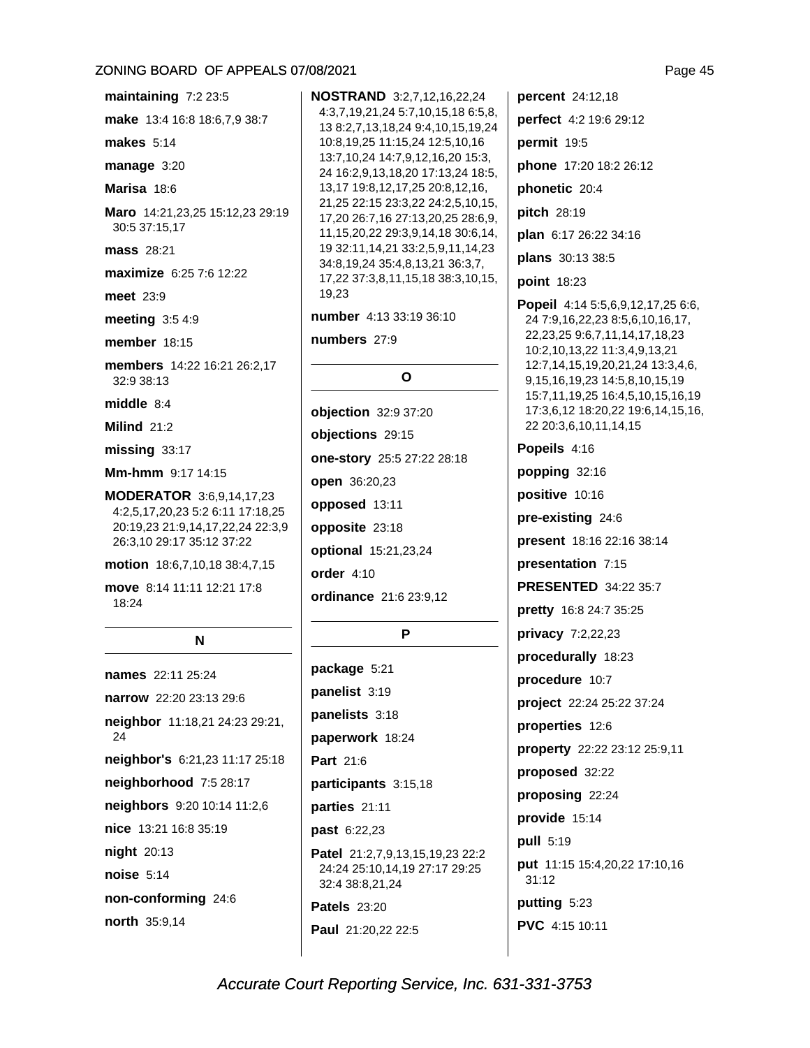**maintaining** 7:2 23:5

**make** 13:4 16:8 18:6,7,9 38:7

**makes** 5:14

**manage** 3:20

**Marisa** 18:6

**Maro** 14:21,23,25 15:12,23 29:19 30:5 37:15,17

**mass** 28:21

**maximize** 6:25 7:6 12:22

**meet** 23:9

**meeting** 3:5 4:9

**member** 18:15

**members** 14:22 16:21 26:2,17 32:9 38:13

**middle** 8:4

**Milind** 21:2

**missing** 33:17

**Mm-hmm** 9:17 14:15

**MODERATOR** 3:6,9,14,17,23 4:2,5,17,20,23 5:2 6:11 17:18,25 20:19,23 21:9,14,17,22,24 22:3,9 26:3,10 29:17 35:12 37:22

**motion** 18:6,7,10,18 38:4,7,15

**move** 8:14 11:11 12:21 17:8 18:24

## N

**names** 22:11 25:24

**narrow** 22:20 23:13 29:6

**neighbor** 11:18,21 24:23 29:21, 24

**neighbor's** 6:21,23 11:17 25:18

**neighborhood** 7:5 28:17

**neighbors** 9:20 10:14 11:2,6

**nice** 13:21 16:8 35:19

**night** 20:13

**noise** 5:14

**non-conforming** 24:6

**north** 35:9,14

**NOSTRAND** 3:2,7,12,16,22,24 4:3,7,19,21,24 5:7,10,15,18 6:5,8, 13 8:2,7,13,18,24 9:4,10,15,19,24 10:8,19,25 11:15,24 12:5,10,16 13:7,10,24 14:7,9,12,16,20 15:3, 24 16:2,9,13,18,20 17:13,24 18:5, 13,17 19:8,12,17,25 20:8,12,16, 21,25 22:15 23:3,22 24:2,5,10,15, 17,20 26:7,16 27:13,20,25 28:6,9, 11,15,20,22 29:3,9,14,18 30:6,14, 19 32:11,14,21 33:2,5,9,11,14,23 34:8,19,24 35:4,8,13,21 36:3,7, 17,22 37:3,8,11,15,18 38:3,10,15, 19,23

**number** 4:13 33:19 36:10

**numbers** 27:9

## O

**objection** 32:9 37:20

**objections** 29:15

**one-story** 25:5 27:22 28:18

**open** 36:20,23

**opposed** 13:11

**opposite** 23:18

**optional** 15:21,23,24

**order** 4:10

**ordinance** 21:6 23:9,12

## P

**package** 5:21

**panelist** 3:19

**panelists** 3:18

**paperwork** 18:24

**Part** 21:6

**participants** 3:15,18

**parties** 21:11

**past** 6:22,23

**Patel** 21:2,7,9,13,15,19,23 22:2 24:24 25:10,14,19 27:17 29:25 32:4 38:8,21,24

**Patels** 23:20

**Paul** 21:20,22 22:5

**percent** 24:12,18

**perfect** 4:2 19:6 29:12

**permit** 19:5

**phone** 17:20 18:2 26:12

**phonetic** 20:4

**pitch** 28:19

**plan** 6:17 26:22 34:16

**plans** 30:13 38:5

**point** 18:23

**Popeil** 4:14 5:5,6,9,12,17,25 6:6, 24 7:9,16,22,23 8:5,6,10,16,17, 22,23,25 9:6,7,11,14,17,18,23 10:2,10,13,22 11:3,4,9,13,21 12:7,14,15,19,20,21,24 13:3,4,6, 9,15,16,19,23 14:5,8,10,15,19 15:7,11,19,25 16:4,5,10,15,16,19 17:3,6,12 18:20,22 19:6,14,15,16, 22 20:3,6,10,11,14,15

**Popeils** 4:16

**popping** 32:16

**positive** 10:16

**pre-existing** 24:6

**present** 18:16 22:16 38:14

**presentation** 7:15

**PRESENTED** 34:22 35:7

**pretty** 16:8 24:7 35:25

**privacy** 7:2,22,23

**procedurally** 18:23

**procedure** 10:7

**project** 22:24 25:22 37:24

**properties** 12:6

**property** 22:22 23:12 25:9,11

**proposed** 32:22

**proposing** 22:24

**provide** 15:14

**pull** 5:19

**put** 11:15 15:4,20,22 17:10,16 31:12

**putting** 5:23

**PVC** 4:15 10:11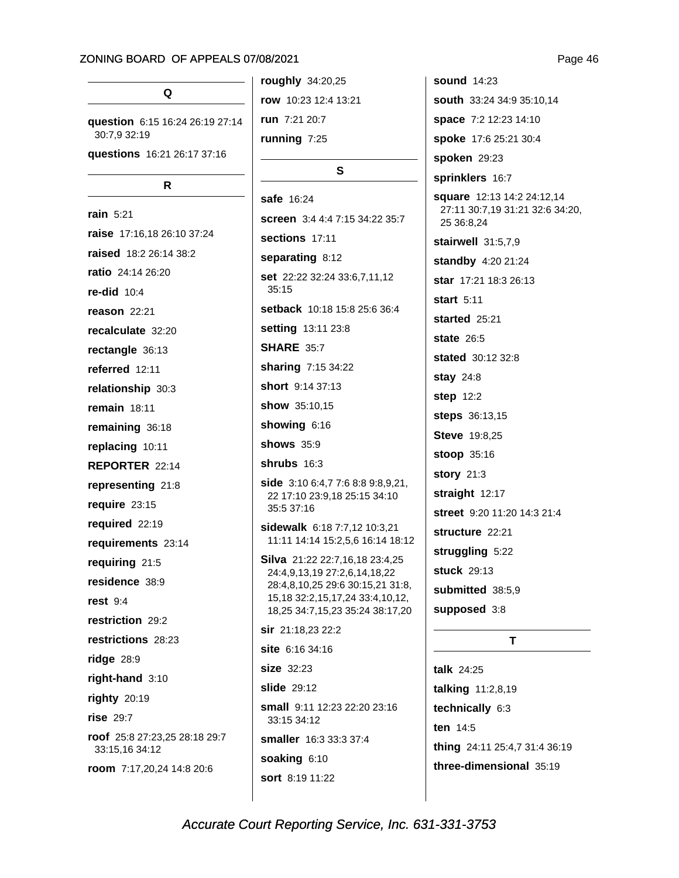## Q

**question** 6:15 16:24 26:19 27:14 30:7,9 32:19

**questions** 16:21 26:17 37:16

## R

**rain** 5:21

**raise** 17:16,18 26:10 37:24

**raised** 18:2 26:14 38:2

**ratio** 24:14 26:20

**re-did** 10:4

**reason** 22:21

**recalculate** 32:20

**rectangle** 36:13

**referred** 12:11

**relationship** 30:3

**remain** 18:11

**remaining** 36:18

**replacing** 10:11

**REPORTER** 22:14

**representing** 21:8

**require** 23:15

**required** 22:19

**requirements** 23:14

**requiring** 21:5

**residence** 38:9

**rest** 9:4

**restriction** 29:2

**restrictions** 28:23

**ridge** 28:9

**right-hand** 3:10

**righty** 20:19

**rise** 29:7

**roof** 25:8 27:23,25 28:18 29:7 33:15,16 34:12

**room** 7:17,20,24 14:8 20:6

**roughly** 34:20,25

**row** 10:23 12:4 13:21

**run** 7:21 20:7

**running** 7:25

## S

**safe** 16:24

**screen** 3:4 4:4 7:15 34:22 35:7

**sections** 17:11

**separating** 8:12

**set** 22:22 32:24 33:6,7,11,12 35:15

**setback** 10:18 15:8 25:6 36:4

**setting** 13:11 23:8

**SHARE** 35:7

**sharing** 7:15 34:22

**short** 9:14 37:13

**show** 35:10,15

**showing** 6:16

**shows** 35:9

**shrubs** 16:3

**side** 3:10 6:4,7 7:6 8:8 9:8,9,21, 22 17:10 23:9,18 25:15 34:10 35:5 37:16

**sidewalk** 6:18 7:7,12 10:3,21 11:11 14:14 15:2,5,6 16:14 18:12

**Silva** 21:22 22:7,16,18 23:4,25 24:4,9,13,19 27:2,6,14,18,22 28:4,8,10,25 29:6 30:15,21 31:8, 15,18 32:2,15,17,24 33:4,10,12, 18,25 34:7,15,23 35:24 38:17,20

**sir** 21:18,23 22:2

**site** 6:16 34:16

**size** 32:23

**slide** 29:12

**small** 9:11 12:23 22:20 23:16 33:15 34:12

**smaller** 16:3 33:3 37:4

**soaking** 6:10

**sort** 8:19 11:22

**sound** 14:23

**south** 33:24 34:9 35:10,14

**space** 7:2 12:23 14:10

**spoke** 17:6 25:21 30:4

**spoken** 29:23

**sprinklers** 16:7

**square** 12:13 14:2 24:12,14 27:11 30:7,19 31:21 32:6 34:20, 25 36:8,24

**stairwell** 31:5,7,9

**standby** 4:20 21:24

**star** 17:21 18:3 26:13

**start** 5:11

**started** 25:21

**state** 26:5

**stated** 30:12 32:8

**stay** 24:8

**step** 12:2

**steps** 36:13,15

**Steve** 19:8,25

**stoop** 35:16

**story** 21:3

**straight** 12:17

**street** 9:20 11:20 14:3 21:4

**structure** 22:21

**struggling** 5:22

**stuck** 29:13

**submitted** 38:5,9

**supposed** 3:8

## T

**talk** 24:25

**talking** 11:2,8,19

**technically** 6:3

**ten** 14:5

**thing** 24:11 25:4,7 31:4 36:19

**three-dimensional** 35:19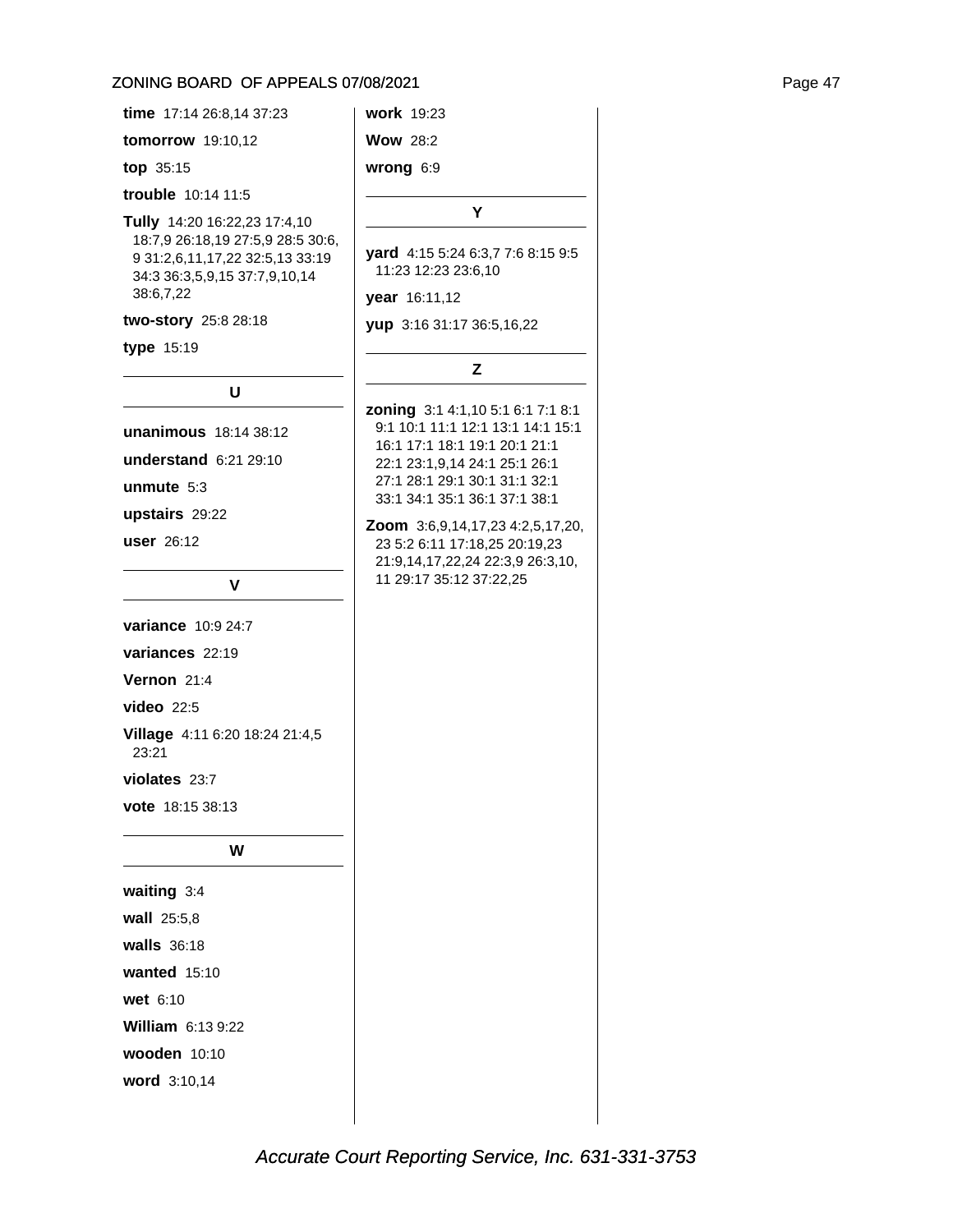**time** 17:14 26:8,14 37:23

**tomorrow** 19:10,12

**top** 35:15

**trouble** 10:14 11:5

**Tully** 14:20 16:22,23 17:4,10 18:7,9 26:18,19 27:5,9 28:5 30:6, 9 31:2,6,11,17,22 32:5,13 33:19 34:3 36:3,5,9,15 37:7,9,10,14 38:6,7,22

**two-story** 25:8 28:18

**type** 15:19

### U

**unanimous** 18:14 38:12

**understand** 6:21 29:10

**unmute** 5:3

**upstairs** 29:22

**user** 26:12

### V

**variance** 10:9 24:7

**variances** 22:19

**Vernon** 21:4

**video** 22:5

**Village** 4:11 6:20 18:24 21:4,5 23:21

**violates** 23:7

**vote** 18:15 38:13

### W

**waiting** 3:4

**wall** 25:5,8

**walls** 36:18

**wanted** 15:10

**wet** 6:10

**William** 6:13 9:22

**wooden** 10:10

**word** 3:10,14

**work** 19:23

**Wow** 28:2

**wrong** 6:9

### Y

**yard** 4:15 5:24 6:3,7 7:6 8:15 9:5 11:23 12:23 23:6,10

**year** 16:11,12

**yup** 3:16 31:17 36:5,16,22

### Z

**zoning** 3:1 4:1,10 5:1 6:1 7:1 8:1 9:1 10:1 11:1 12:1 13:1 14:1 15:1 16:1 17:1 18:1 19:1 20:1 21:1 22:1 23:1,9,14 24:1 25:1 26:1 27:1 28:1 29:1 30:1 31:1 32:1 33:1 34:1 35:1 36:1 37:1 38:1

**Zoom** 3:6,9,14,17,23 4:2,5,17,20, 23 5:2 6:11 17:18,25 20:19,23 21:9,14,17,22,24 22:3,9 26:3,10, 11 29:17 35:12 37:22,25